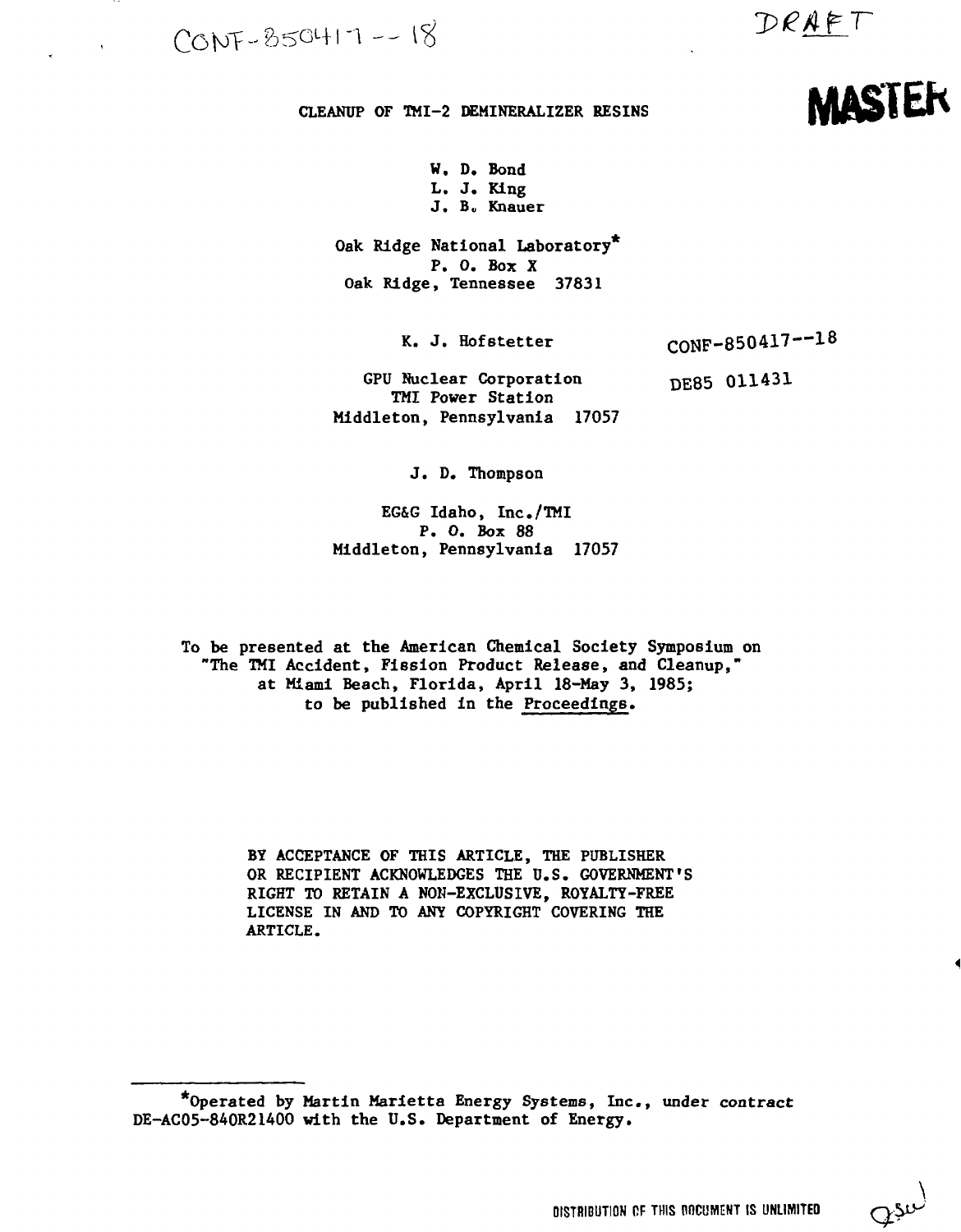CONF-850417--18

DRAFT

MASTER

# CLEANUP OF TMI-2 DEMINERALIZER RESINS

W. D. Bond
L. J. King
J. B. Knauer

Oak Ridge National Laboratory*
P. O. Box X
Oak Ridge, Tennessee 37831

K. J. Hofstetter

CONF-850417--18

DE85 011431

GPU Nuclear Corporation
TMI Power Station
Middleton, Pennsylvania 17057

J. D. Thompson

EG&G Idaho, Inc./TMI
P. O. Box 88
Middleton, Pennsylvania 17057

To be presented at the American Chemical Society Symposium on "The TMI Accident, Fission Product Release, and Cleanup," at Miami Beach, Florida, April 18-May 3, 1985; to be published in the Proceedings.

BY ACCEPTANCE OF THIS ARTICLE, THE PUBLISHER OR RECIPIENT ACKNOWLEDGES THE U.S. GOVERNMENT'S RIGHT TO RETAIN A NON-EXCLUSIVE, ROYALTY-FREE LICENSE IN AND TO ANY COPYRIGHT COVERING THE ARTICLE.

*Operated by Martin Marietta Energy Systems, Inc., under contract DE-AC05-84OR21400 with the U.S. Department of Energy.

DISTRIBUTION OF THIS DOCUMENT IS UNLIMITED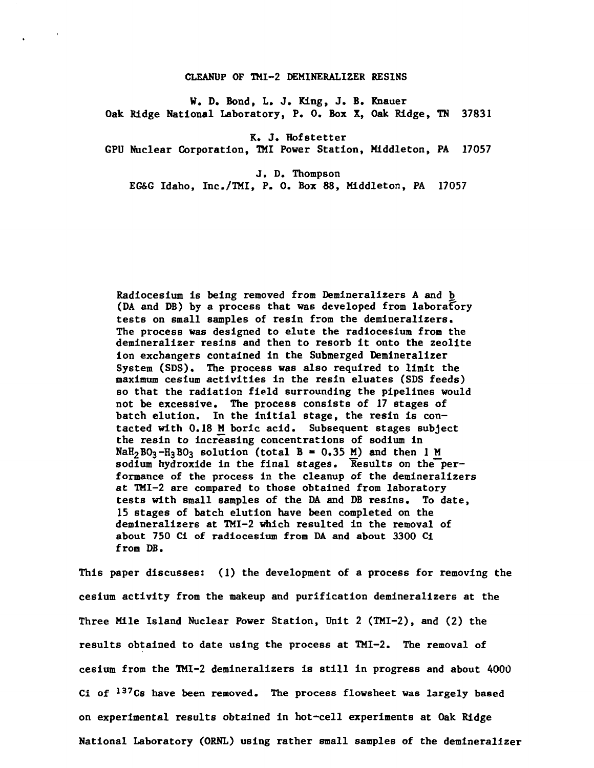CLEANUP OF TMI-2 DEMINERALIZER RESINS

W. D. Bond, L. J. King, J. B. Knauer
Oak Ridge National Laboratory, P. O. Box X, Oak Ridge, TN 37831

K. J. Hofstetter
GPU Nuclear Corporation, TMI Power Station, Middleton, PA 17057

J. D. Thompson
EG&G Idaho, Inc./TMI, P. O. Box 88, Middleton, PA 17057

> Radiocesium is being removed from Demineralizers A and B (DA and DB) by a process that was developed from laboratory tests on small samples of resin from the demineralizers. The process was designed to elute the radiocesium from the demineralizer resins and then to resorb it onto the zeolite ion exchangers contained in the Submerged Demineralizer System (SDS). The process was also required to limit the maximum cesium activities in the resin eluates (SDS feeds) so that the radiation field surrounding the pipelines would not be excessive. The process consists of 17 stages of batch elution. In the initial stage, the resin is contacted with 0.18 M boric acid. Subsequent stages subject the resin to increasing concentrations of sodium in $NaH_2BO_3$-$H_3BO_3$ solution (total B = 0.35 M) and then 1 M sodium hydroxide in the final stages. Results on the performance of the process in the cleanup of the demineralizers at TMI-2 are compared to those obtained from laboratory tests with small samples of the DA and DB resins. To date, 15 stages of batch elution have been completed on the demineralizers at TMI-2 which resulted in the removal of about 750 Ci of radiocesium from DA and about 3300 Ci from DB.

This paper discusses: (1) the development of a process for removing the cesium activity from the makeup and purification demineralizers at the Three Mile Island Nuclear Power Station, Unit 2 (TMI-2), and (2) the results obtained to date using the process at TMI-2. The removal of cesium from the TMI-2 demineralizers is still in progress and about 4000 Ci of $^{137}Cs$ have been removed. The process flowsheet was largely based on experimental results obtained in hot-cell experiments at Oak Ridge National Laboratory (ORNL) using rather small samples of the demineralizer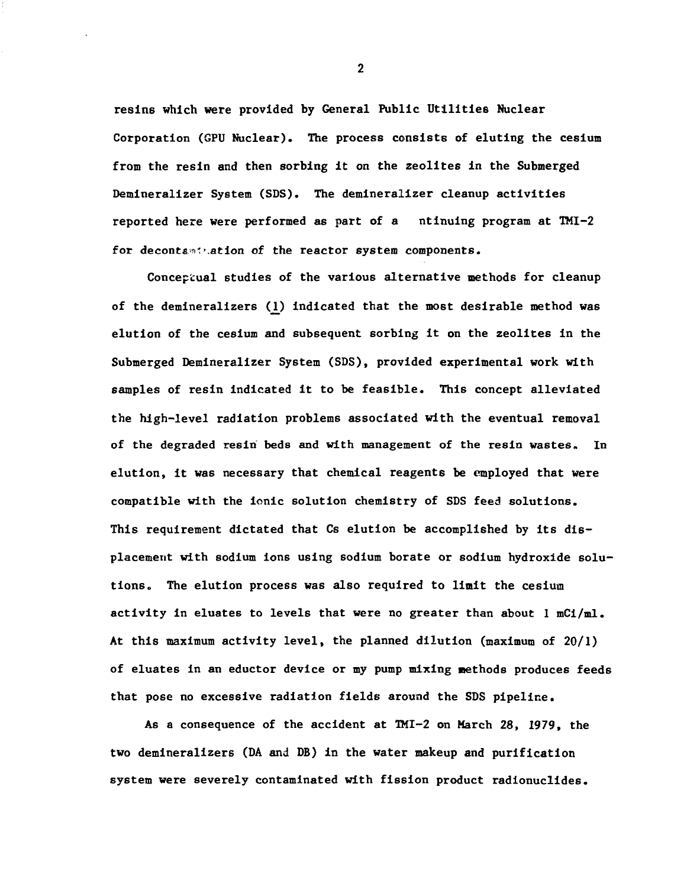resins which were provided by General Public Utilities Nuclear Corporation (GPU Nuclear). The process consists of eluting the cesium from the resin and then sorbing it on the zeolites in the Submerged Demineralizer System (SDS). The demineralizer cleanup activities reported here were performed as part of a ntinuing program at TMI-2 for decontamination of the reactor system components.

Conceptual studies of the various alternative methods for cleanup of the demineralizers (1) indicated that the most desirable method was elution of the cesium and subsequent sorbing it on the zeolites in the Submerged Demineralizer System (SDS), provided experimental work with samples of resin indicated it to be feasible. This concept alleviated the high-level radiation problems associated with the eventual removal of the degraded resin beds and with management of the resin wastes. In elution, it was necessary that chemical reagents be employed that were compatible with the ionic solution chemistry of SDS feed solutions. This requirement dictated that Cs elution be accomplished by its displacement with sodium ions using sodium borate or sodium hydroxide solutions. The elution process was also required to limit the cesium activity in eluates to levels that were no greater than about 1 mCi/ml. At this maximum activity level, the planned dilution (maximum of 20/1) of eluates in an eductor device or my pump mixing methods produces feeds that pose no excessive radiation fields around the SDS pipeline.

As a consequence of the accident at TMI-2 on March 28, 1979, the two demineralizers (DA and DB) in the water makeup and purification system were severely contaminated with fission product radionuclides.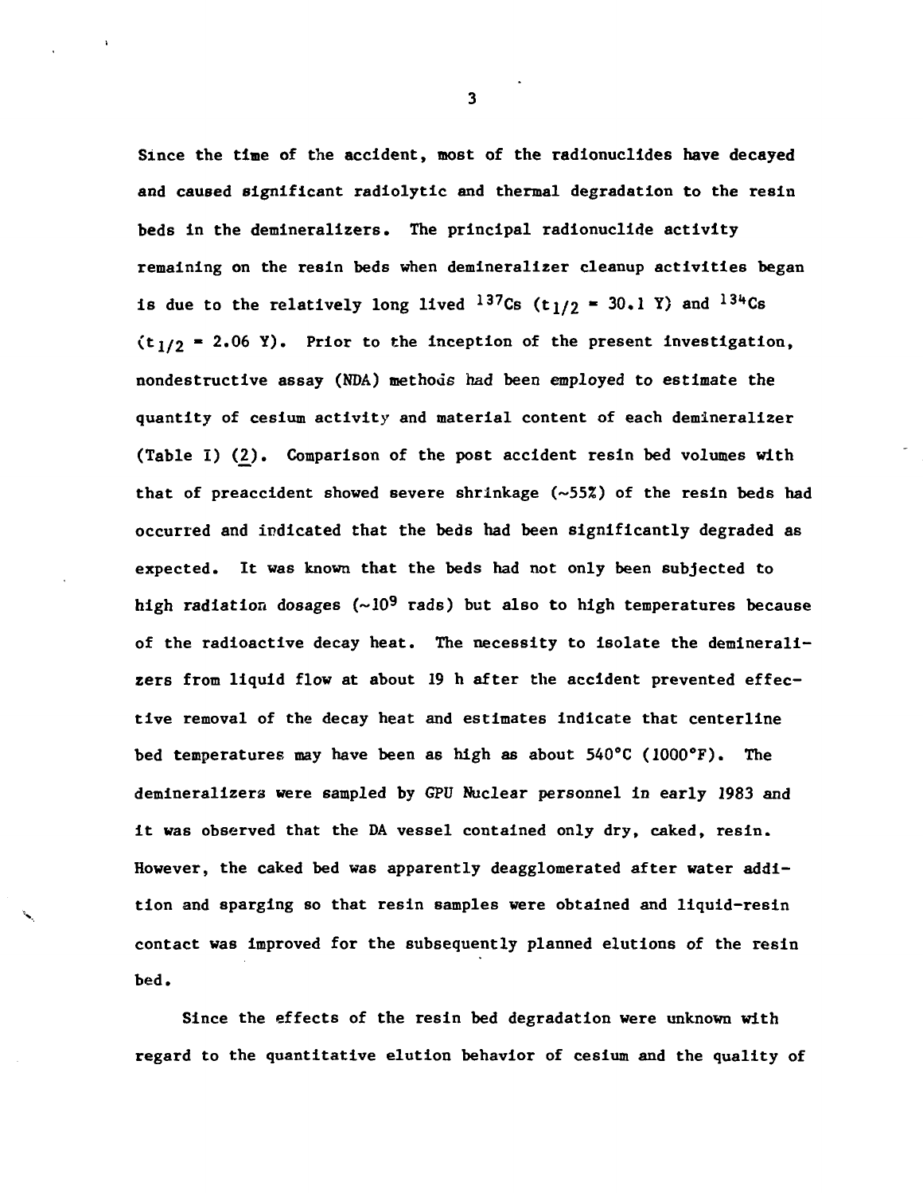Since the time of the accident, most of the radionuclides have decayed and caused significant radiolytic and thermal degradation to the resin beds in the demineralizers. The principal radionuclide activity remaining on the resin beds when demineralizer cleanup activities began is due to the relatively long lived $^{137}Cs$ ($t_{1/2}$ = 30.1 Y) and $^{134}Cs$ ($t_{1/2}$ = 2.06 Y). Prior to the inception of the present investigation, nondestructive assay (NDA) methods had been employed to estimate the quantity of cesium activity and material content of each demineralizer (Table I) (2). Comparison of the post accident resin bed volumes with that of preaccident showed severe shrinkage (~55%) of the resin beds had occurred and indicated that the beds had been significantly degraded as expected. It was known that the beds had not only been subjected to high radiation dosages (~$10^9$ rads) but also to high temperatures because of the radioactive decay heat. The necessity to isolate the demineralizers from liquid flow at about 19 h after the accident prevented effective removal of the decay heat and estimates indicate that centerline bed temperatures may have been as high as about 540°C (1000°F). The demineralizers were sampled by GPU Nuclear personnel in early 1983 and it was observed that the DA vessel contained only dry, caked, resin. However, the caked bed was apparently deagglomerated after water addition and sparging so that resin samples were obtained and liquid-resin contact was improved for the subsequently planned elutions of the resin bed.

Since the effects of the resin bed degradation were unknown with regard to the quantitative elution behavior of cesium and the quality of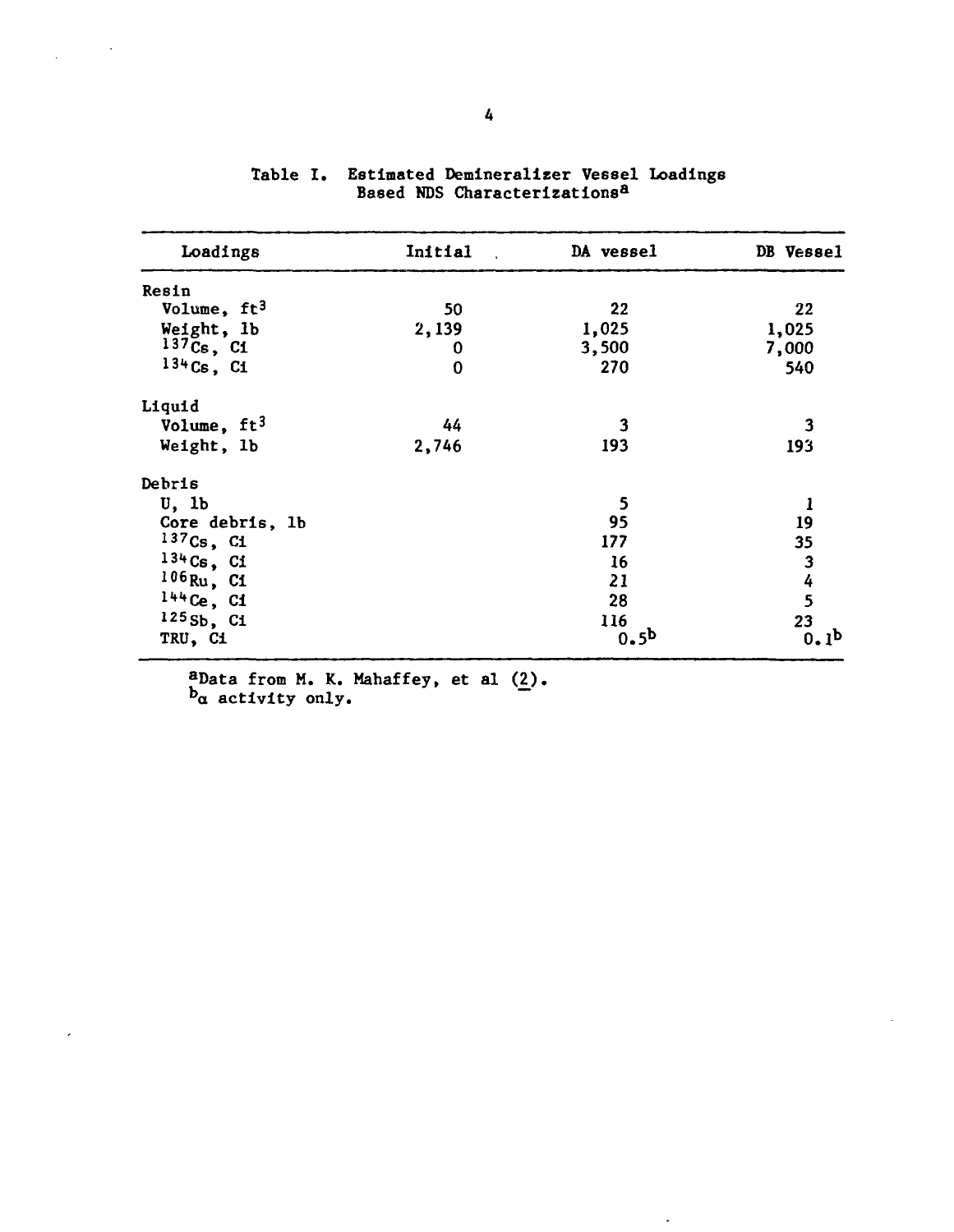Table I. Estimated Demineralizer Vessel Loadings Based NDS Characterizations[a]

| Loadings | Initial | DA vessel | DB Vessel |
|---|---|---|---|
| Resin | | | |
| Volume, $ft^3$ | 50 | 22 | 22 |
| Weight, lb | 2,139 | 1,025 | 1,025 |
| $^{137}Cs$, Ci | 0 | 3,500 | 7,000 |
| $^{134}Cs$, Ci | 0 | 270 | 540 |
| Liquid | | | |
| Volume, $ft^3$ | 44 | 3 | 3 |
| Weight, lb | 2,746 | 193 | 193 |
| Debris | | | |
| U, lb | | 5 | 1 |
| Core debris, lb | | 95 | 19 |
| $^{137}Cs$, Ci | | 177 | 35 |
| $^{134}Cs$, Ci | | 16 | 3 |
| $^{106}Ru$, Ci | | 21 | 4 |
| $^{144}Ce$, Ci | | 28 | 5 |
| $^{125}Sb$, Ci | | 116 | 23 |
| TRU, Ci | | 0.5[b] | 0.1[b] |

[a]Data from M. K. Mahaffey, et al (2).
[b]$\alpha$ activity only.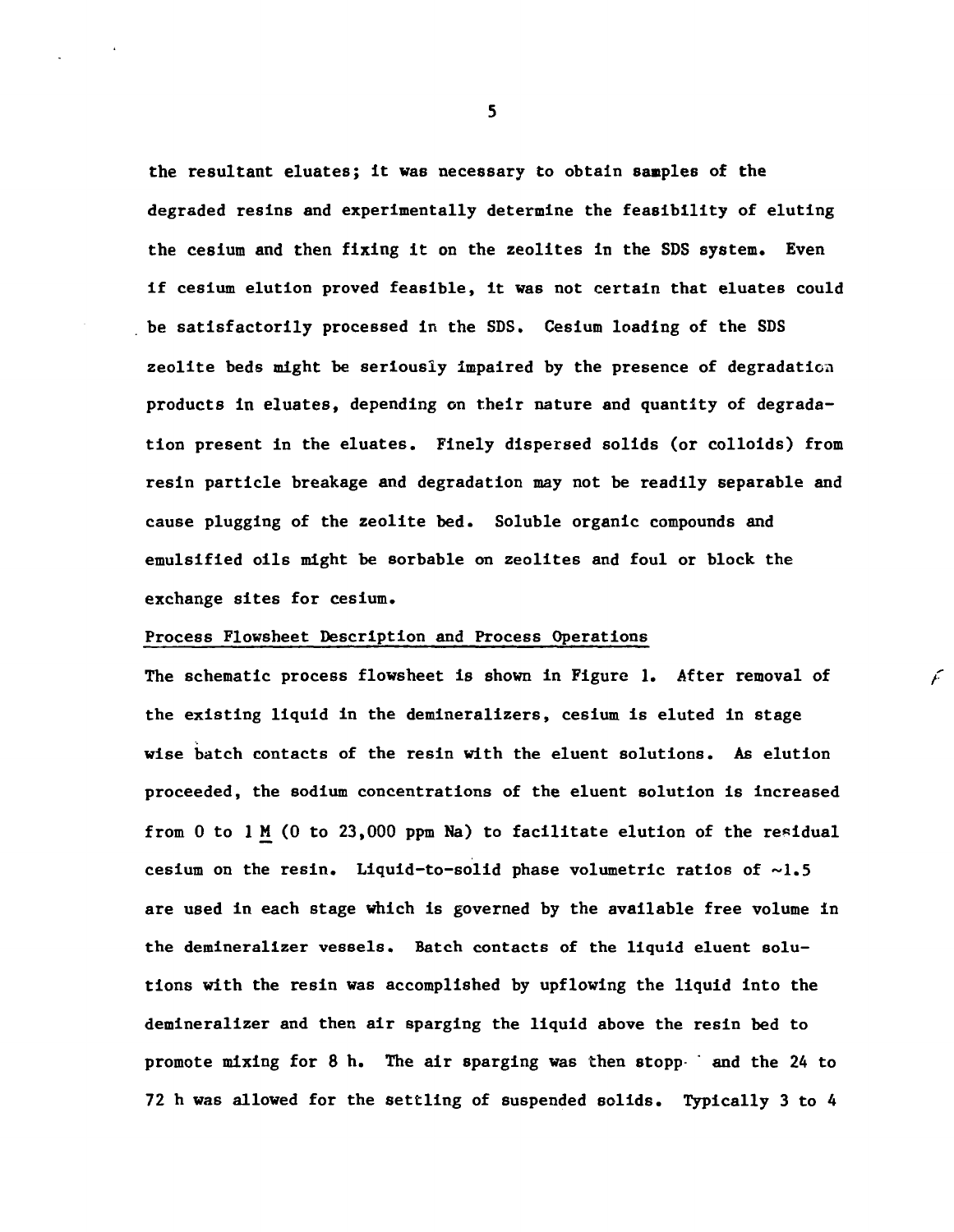the resultant eluates; it was necessary to obtain samples of the degraded resins and experimentally determine the feasibility of eluting the cesium and then fixing it on the zeolites in the SDS system. Even if cesium elution proved feasible, it was not certain that eluates could be satisfactorily processed in the SDS. Cesium loading of the SDS zeolite beds might be seriously impaired by the presence of degradation products in eluates, depending on their nature and quantity of degradation present in the eluates. Finely dispersed solids (or colloids) from resin particle breakage and degradation may not be readily separable and cause plugging of the zeolite bed. Soluble organic compounds and emulsified oils might be sorbable on zeolites and foul or block the exchange sites for cesium.

Process Flowsheet Description and Process Operations

The schematic process flowsheet is shown in Figure 1. After removal of the existing liquid in the demineralizers, cesium is eluted in stage wise batch contacts of the resin with the eluent solutions. As elution proceeded, the sodium concentrations of the eluent solution is increased from 0 to 1 M (0 to 23,000 ppm Na) to facilitate elution of the residual cesium on the resin. Liquid-to-solid phase volumetric ratios of ~1.5 are used in each stage which is governed by the available free volume in the demineralizer vessels. Batch contacts of the liquid eluent solutions with the resin was accomplished by upflowing the liquid into the demineralizer and then air sparging the liquid above the resin bed to promote mixing for 8 h. The air sparging was then stopp- and the 24 to 72 h was allowed for the settling of suspended solids. Typically 3 to 4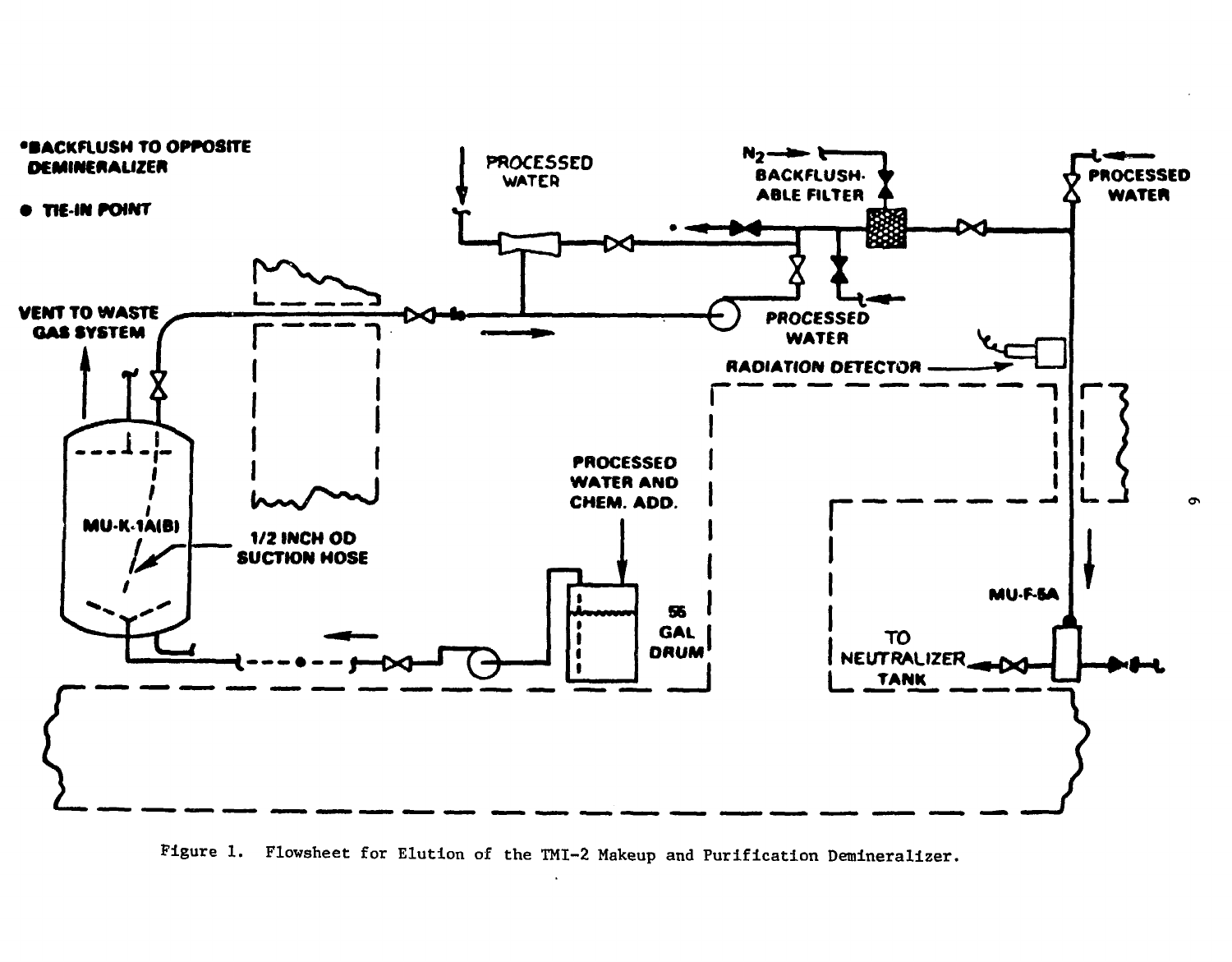*BACKFLUSH TO OPPOSITE DEMINERALIZER

● TIE-IN POINT

PROCESSED WATER

N2

BACKFLUSH-ABLE FILTER

PROCESSED WATER

VENT TO WASTE GAS SYSTEM

PROCESSED WATER

RADIATION DETECTOR

MU-K-1A(B)

1/2 INCH OD SUCTION HOSE

PROCESSED WATER AND CHEM. ADD.

55 GAL DRUM

MU-F-5A

TO NEUTRALIZER TANK

Figure 1. Flowsheet for Elution of the TMI-2 Makeup and Purification Demineralizer.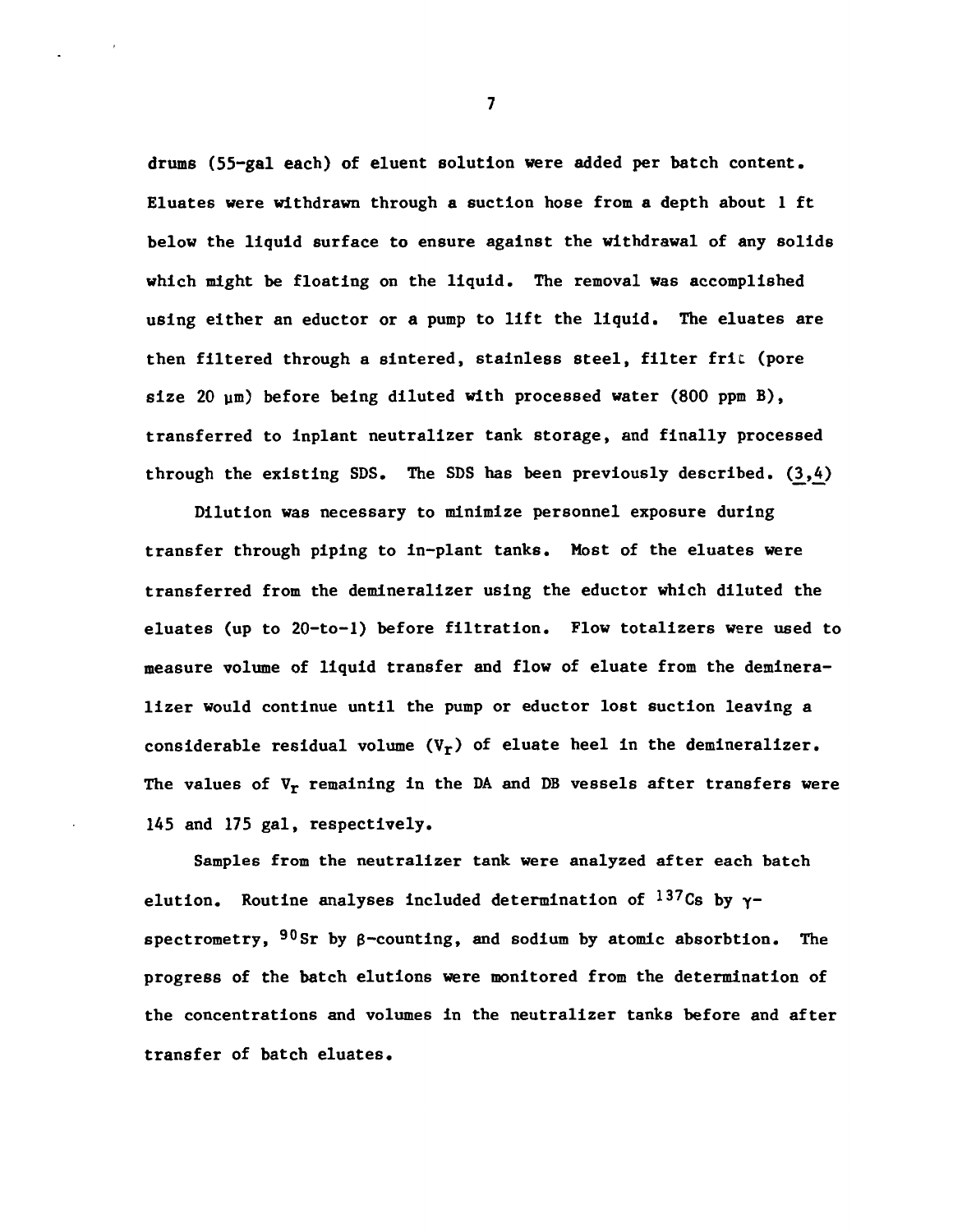drums (55-gal each) of eluent solution were added per batch content. Eluates were withdrawn through a suction hose from a depth about 1 ft below the liquid surface to ensure against the withdrawal of any solids which might be floating on the liquid. The removal was accomplished using either an eductor or a pump to lift the liquid. The eluates are then filtered through a sintered, stainless steel, filter frit (pore size 20 μm) before being diluted with processed water (800 ppm B), transferred to inplant neutralizer tank storage, and finally processed through the existing SDS. The SDS has been previously described. (3,4)

Dilution was necessary to minimize personnel exposure during transfer through piping to in-plant tanks. Most of the eluates were transferred from the demineralizer using the eductor which diluted the eluates (up to 20-to-1) before filtration. Flow totalizers were used to measure volume of liquid transfer and flow of eluate from the demineralizer would continue until the pump or eductor lost suction leaving a considerable residual volume ($V_r$) of eluate heel in the demineralizer. The values of $V_r$ remaining in the DA and DB vessels after transfers were 145 and 175 gal, respectively.

Samples from the neutralizer tank were analyzed after each batch elution. Routine analyses included determination of $^{137}Cs$ by $\gamma$-spectrometry, $^{90}Sr$ by $\beta$-counting, and sodium by atomic absorbtion. The progress of the batch elutions were monitored from the determination of the concentrations and volumes in the neutralizer tanks before and after transfer of batch eluates.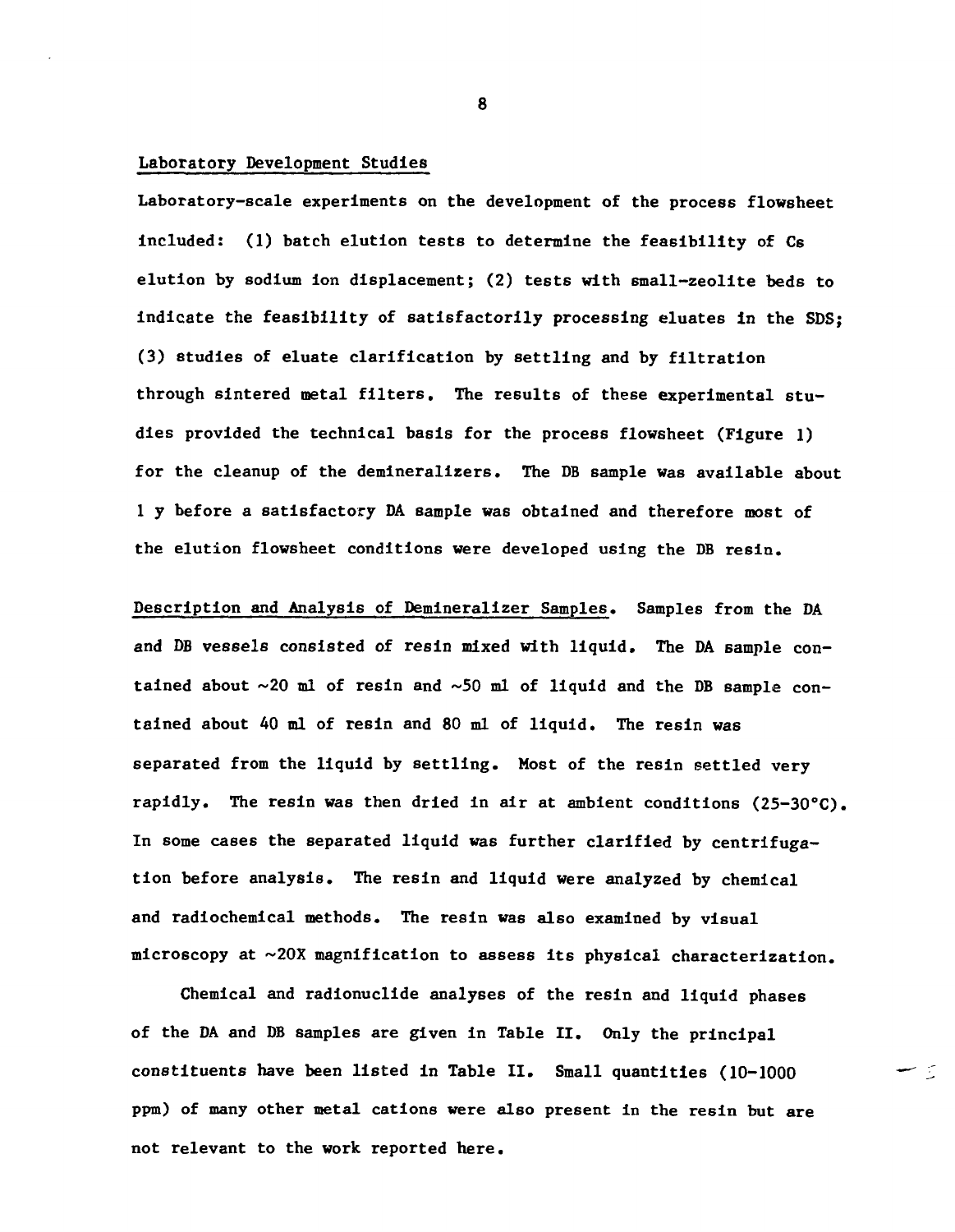## Laboratory Development Studies

Laboratory-scale experiments on the development of the process flowsheet included: (1) batch elution tests to determine the feasibility of Cs elution by sodium ion displacement; (2) tests with small-zeolite beds to indicate the feasibility of satisfactorily processing eluates in the SDS; (3) studies of eluate clarification by settling and by filtration through sintered metal filters. The results of these experimental studies provided the technical basis for the process flowsheet (Figure 1) for the cleanup of the demineralizers. The DB sample was available about 1 y before a satisfactory DA sample was obtained and therefore most of the elution flowsheet conditions were developed using the DB resin.

Description and Analysis of Demineralizer Samples. Samples from the DA and DB vessels consisted of resin mixed with liquid. The DA sample contained about ~20 ml of resin and ~50 ml of liquid and the DB sample contained about 40 ml of resin and 80 ml of liquid. The resin was separated from the liquid by settling. Most of the resin settled very rapidly. The resin was then dried in air at ambient conditions (25-30°C). In some cases the separated liquid was further clarified by centrifugation before analysis. The resin and liquid were analyzed by chemical and radiochemical methods. The resin was also examined by visual microscopy at ~20X magnification to assess its physical characterization.

Chemical and radionuclide analyses of the resin and liquid phases of the DA and DB samples are given in Table II. Only the principal constituents have been listed in Table II. Small quantities (10-1000 ppm) of many other metal cations were also present in the resin but are not relevant to the work reported here.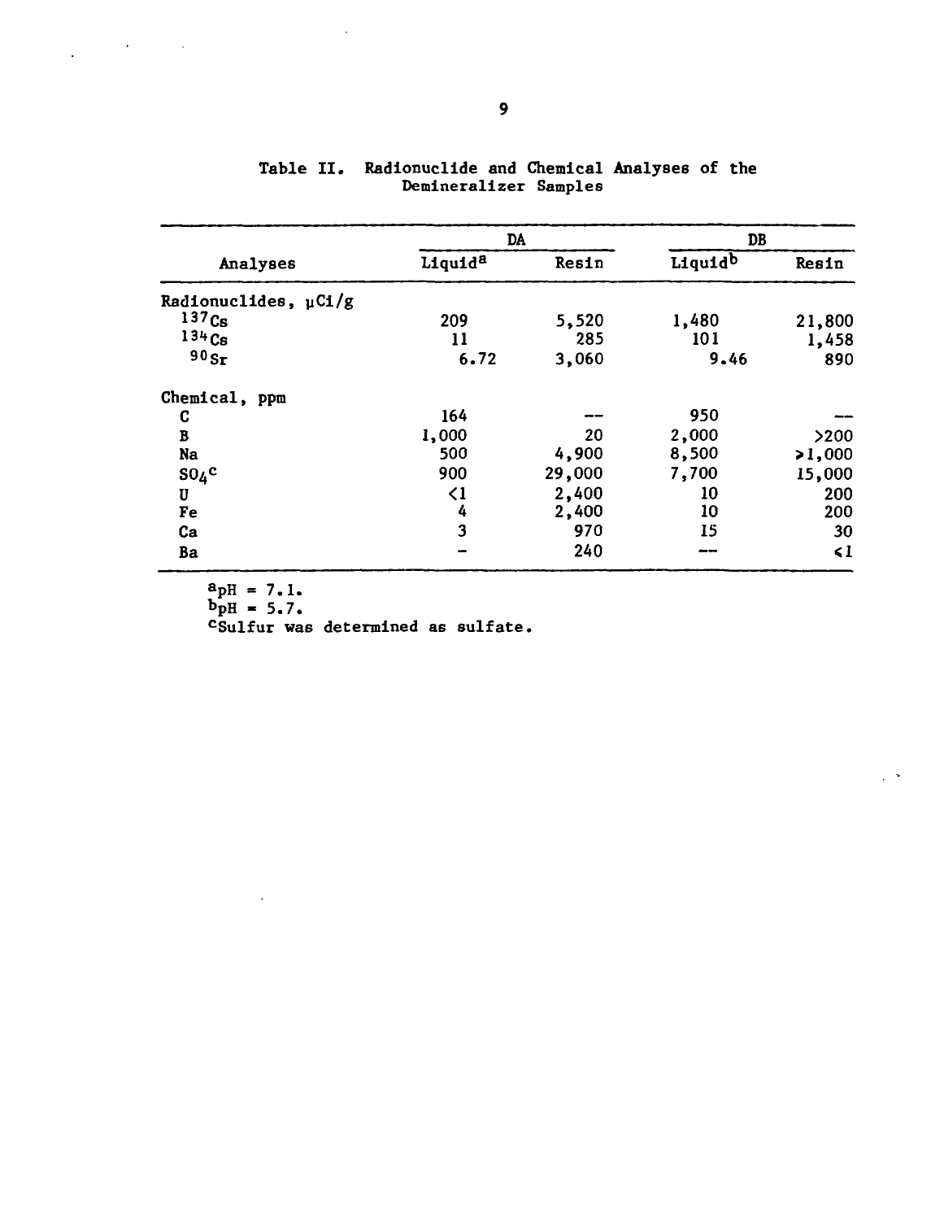Table II. Radionuclide and Chemical Analyses of the Demineralizer Samples

| Analyses | DA | | DB | |
|---|---|---|---|---|
| | Liquid[a] | Resin | Liquid[b] | Resin |
| Radionuclides, μCi/g | | | | |
| $^{137}Cs$ | 209 | 5,520 | 1,480 | 21,800 |
| $^{134}Cs$ | 11 | 285 | 101 | 1,458 |
| $^{90}Sr$ | 6.72 | 3,060 | 9.46 | 890 |
| Chemical, ppm | | | | |
| C | 164 | --- | 950 | --- |
| B | 1,000 | 20 | 2,000 | >200 |
| Na | 500 | 4,900 | 8,500 | >1,000 |
| $SO_4$[c] | 900 | 29,000 | 7,700 | 15,000 |
| U | <1 | 2,400 | 10 | 200 |
| Fe | 4 | 2,400 | 10 | 200 |
| Ca | 3 | 970 | 15 | 30 |
| Ba | - | 240 | --- | <1 |

[a]pH = 7.1.
[b]pH = 5.7.
[c]Sulfur was determined as sulfate.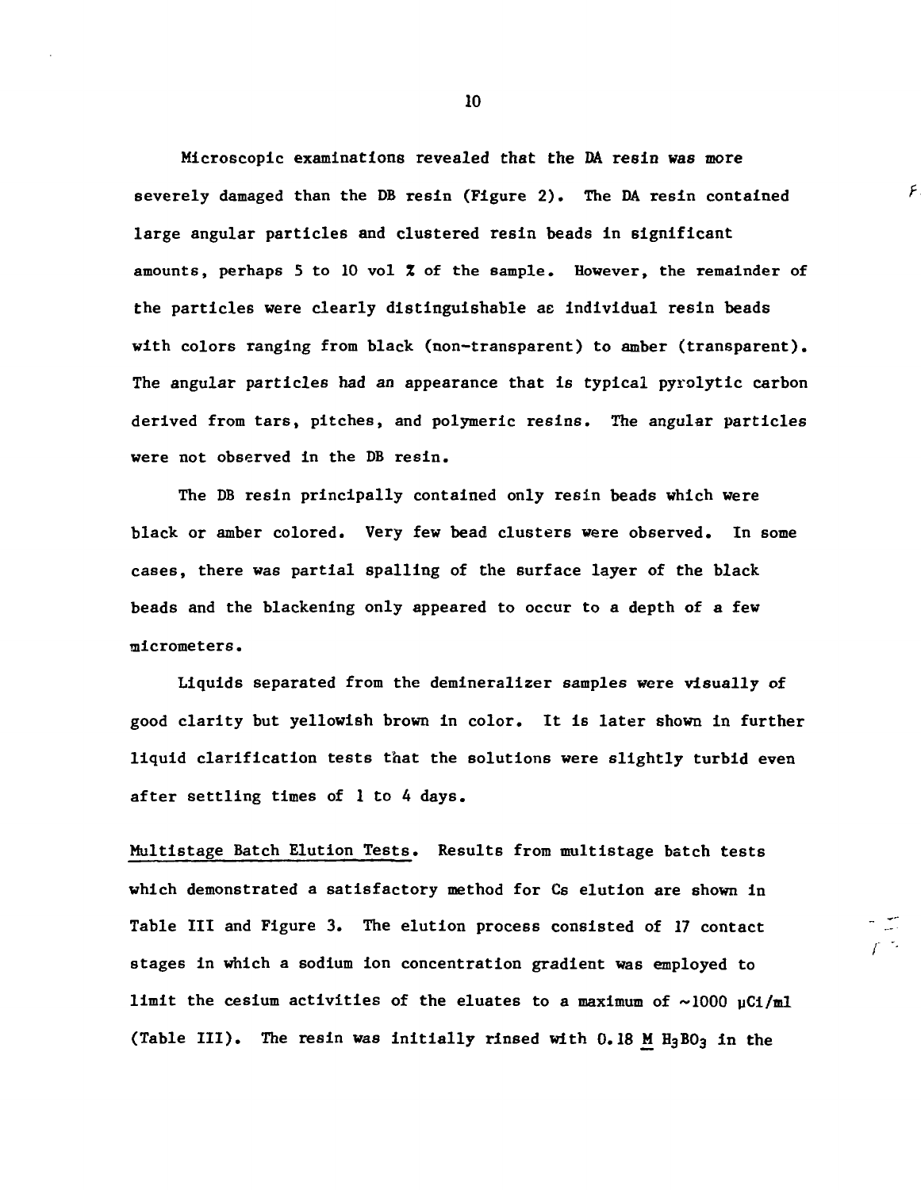Microscopic examinations revealed that the DA resin was more severely damaged than the DB resin (Figure 2). The DA resin contained large angular particles and clustered resin beads in significant amounts, perhaps 5 to 10 vol % of the sample. However, the remainder of the particles were clearly distinguishable as individual resin beads with colors ranging from black (non-transparent) to amber (transparent). The angular particles had an appearance that is typical pyrolytic carbon derived from tars, pitches, and polymeric resins. The angular particles were not observed in the DB resin.

The DB resin principally contained only resin beads which were black or amber colored. Very few bead clusters were observed. In some cases, there was partial spalling of the surface layer of the black beads and the blackening only appeared to occur to a depth of a few micrometers.

Liquids separated from the demineralizer samples were visually of good clarity but yellowish brown in color. It is later shown in further liquid clarification tests that the solutions were slightly turbid even after settling times of 1 to 4 days.

Multistage Batch Elution Tests. Results from multistage batch tests which demonstrated a satisfactory method for Cs elution are shown in Table III and Figure 3. The elution process consisted of 17 contact stages in which a sodium ion concentration gradient was employed to limit the cesium activities of the eluates to a maximum of ~1000 μCi/ml (Table III). The resin was initially rinsed with 0.18 M $H_3BO_3$ in the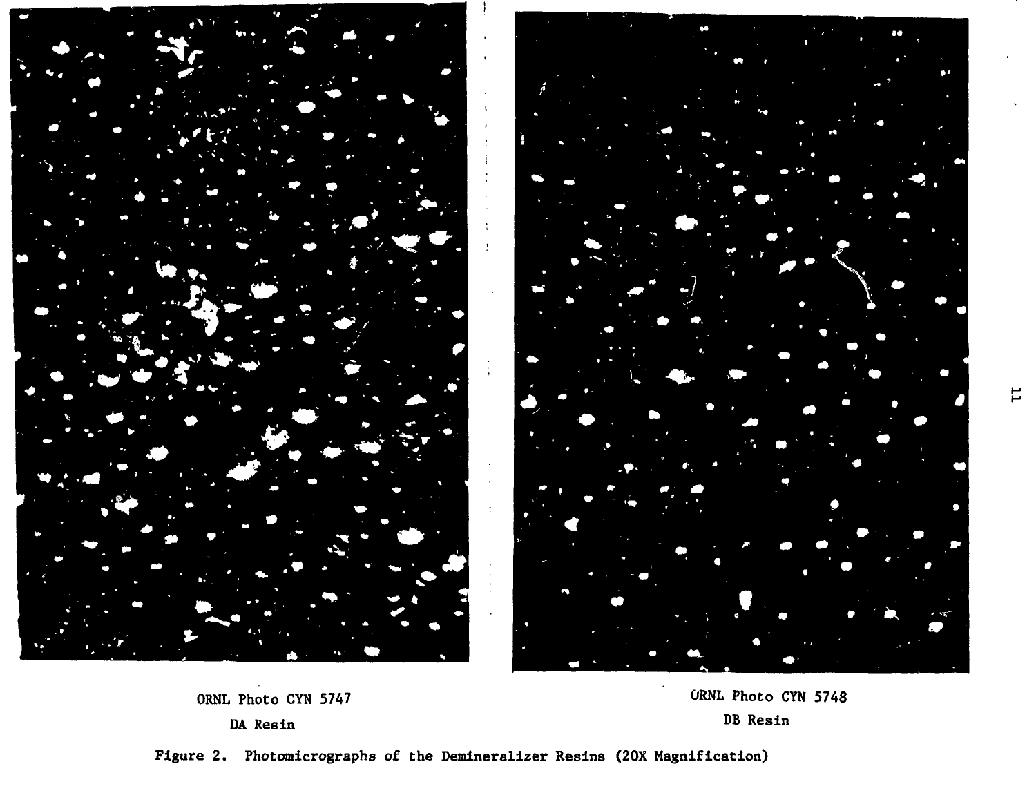ORNL Photo CYN 5747

DA Resin

ORNL Photo CYN 5748

DB Resin

Figure 2. Photomicrographs of the Demineralizer Resins (20X Magnification)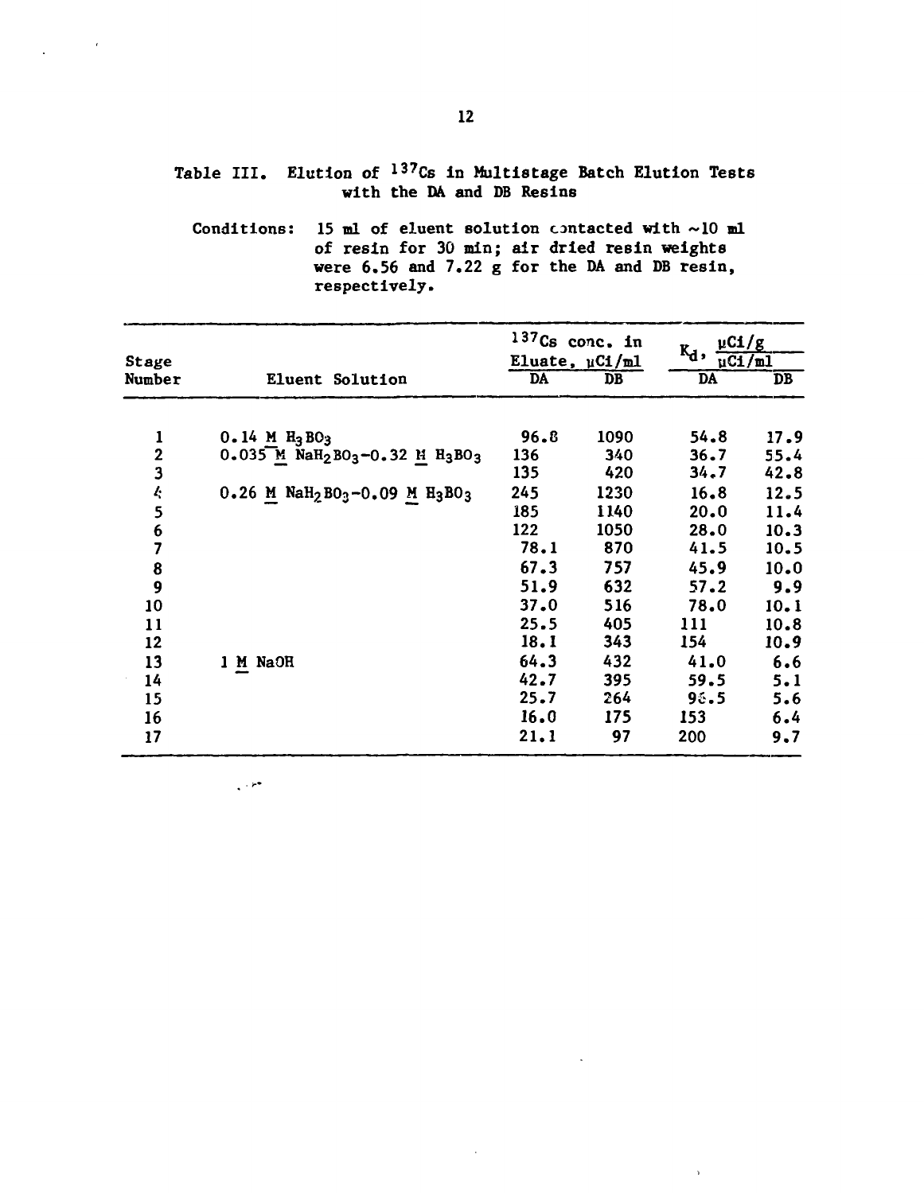Table III. Elution of $^{137}Cs$ in Multistage Batch Elution Tests with the DA and DB Resins

Conditions: 15 ml of eluent solution contacted with ~10 ml of resin for 30 min; air dried resin weights were 6.56 and 7.22 g for the DA and DB resin, respectively.

| Stage Number | Eluent Solution | $^{137}Cs$ conc. in Eluate, µCi/ml | | $K_d$, $\frac{\mu Ci/g}{\mu Ci/ml}$ | |
|---|---|---|---|---|---|
| | | DA | DB | DA | DB |
| 1 | 0.14 M $H_3BO_3$ | 96.8 | 1090 | 54.8 | 17.9 |
| 2 | 0.035 M $NaH_2BO_3$-0.32 M $H_3BO_3$ | 136 | 340 | 36.7 | 55.4 |
| 3 | | 135 | 420 | 34.7 | 42.8 |
| 4 | 0.26 M $NaH_2BO_3$-0.09 M $H_3BO_3$ | 245 | 1230 | 16.8 | 12.5 |
| 5 | | 185 | 1140 | 20.0 | 11.4 |
| 6 | | 122 | 1050 | 28.0 | 10.3 |
| 7 | | 78.1 | 870 | 41.5 | 10.5 |
| 8 | | 67.3 | 757 | 45.9 | 10.0 |
| 9 | | 51.9 | 632 | 57.2 | 9.9 |
| 10 | | 37.0 | 516 | 78.0 | 10.1 |
| 11 | | 25.5 | 405 | 111 | 10.8 |
| 12 | | 18.1 | 343 | 154 | 10.9 |
| 13 | 1 M NaOH | 64.3 | 432 | 41.0 | 6.6 |
| 14 | | 42.7 | 395 | 59.5 | 5.1 |
| 15 | | 25.7 | 264 | 96.5 | 5.6 |
| 16 | | 16.0 | 175 | 153 | 6.4 |
| 17 | | 21.1 | 97 | 200 | 9.7 |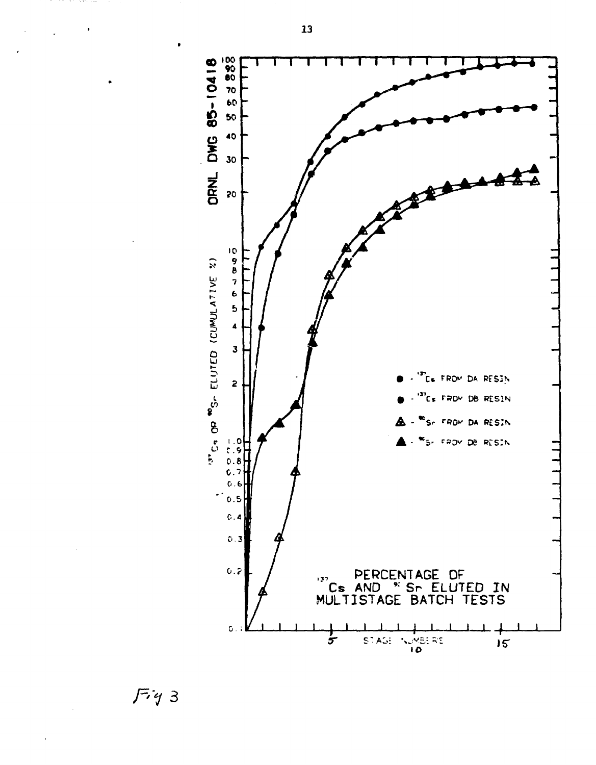ORNL DWG 85-10418

$^{137}Cs$ OR $^{90}Sr$ ELUTED (CUMULATIVE %)

● - $^{137}Cs$ FROM DA RESIN

● - $^{137}Cs$ FROM DB RESIN

△ - $^{90}Sr$ FROM DA RESIN

▲ - $^{90}Sr$ FROM DB RESIN

STAGE NUMBERS

PERCENTAGE OF $^{137}Cs$ AND $^{90}Sr$ ELUTED IN MULTISTAGE BATCH TESTS

Fig 3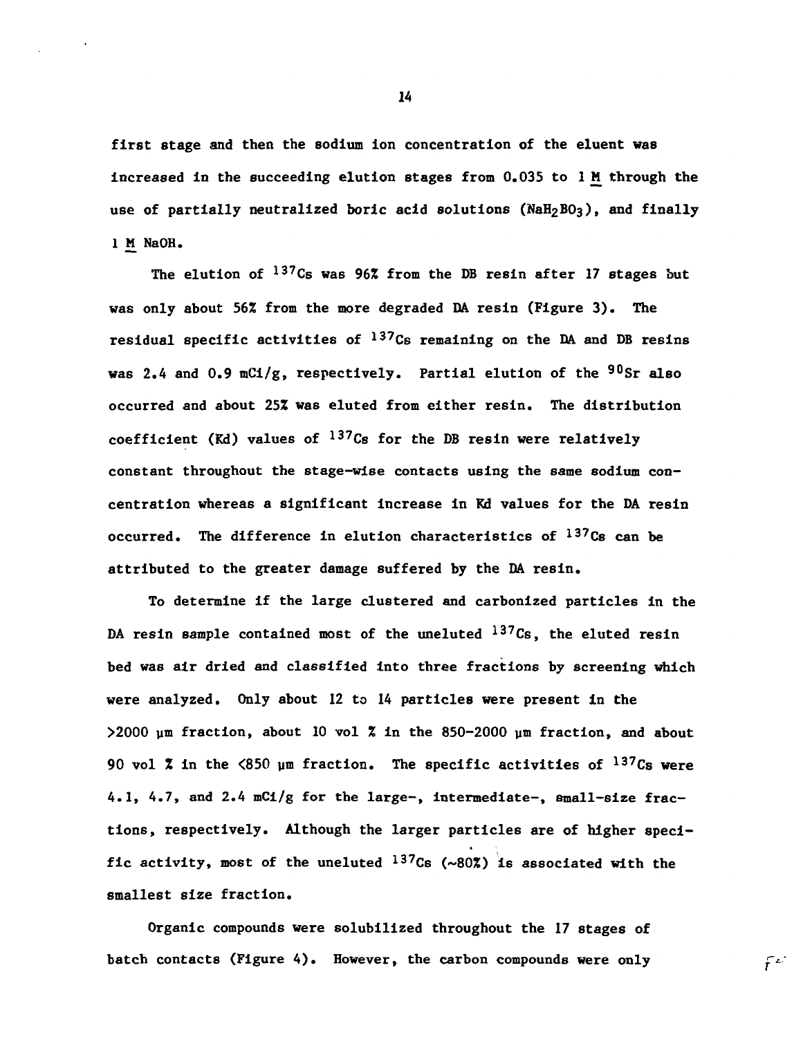first stage and then the sodium ion concentration of the eluent was increased in the succeeding elution stages from 0.035 to 1 M through the use of partially neutralized boric acid solutions ($NaH_2BO_3$), and finally 1 M NaOH.

The elution of $^{137}Cs$ was 96% from the DB resin after 17 stages but was only about 56% from the more degraded DA resin (Figure 3). The residual specific activities of $^{137}Cs$ remaining on the DA and DB resins was 2.4 and 0.9 mCi/g, respectively. Partial elution of the $^{90}Sr$ also occurred and about 25% was eluted from either resin. The distribution coefficient (Kd) values of $^{137}Cs$ for the DB resin were relatively constant throughout the stage-wise contacts using the same sodium concentration whereas a significant increase in Kd values for the DA resin occurred. The difference in elution characteristics of $^{137}Cs$ can be attributed to the greater damage suffered by the DA resin.

To determine if the large clustered and carbonized particles in the DA resin sample contained most of the uneluted $^{137}Cs$, the eluted resin bed was air dried and classified into three fractions by screening which were analyzed. Only about 12 to 14 particles were present in the >2000 μm fraction, about 10 vol % in the 850-2000 μm fraction, and about 90 vol % in the <850 μm fraction. The specific activities of $^{137}Cs$ were 4.1, 4.7, and 2.4 mCi/g for the large-, intermediate-, small-size fractions, respectively. Although the larger particles are of higher specific activity, most of the uneluted $^{137}Cs$ (~80%) is associated with the smallest size fraction.

Organic compounds were solubilized throughout the 17 stages of batch contacts (Figure 4). However, the carbon compounds were only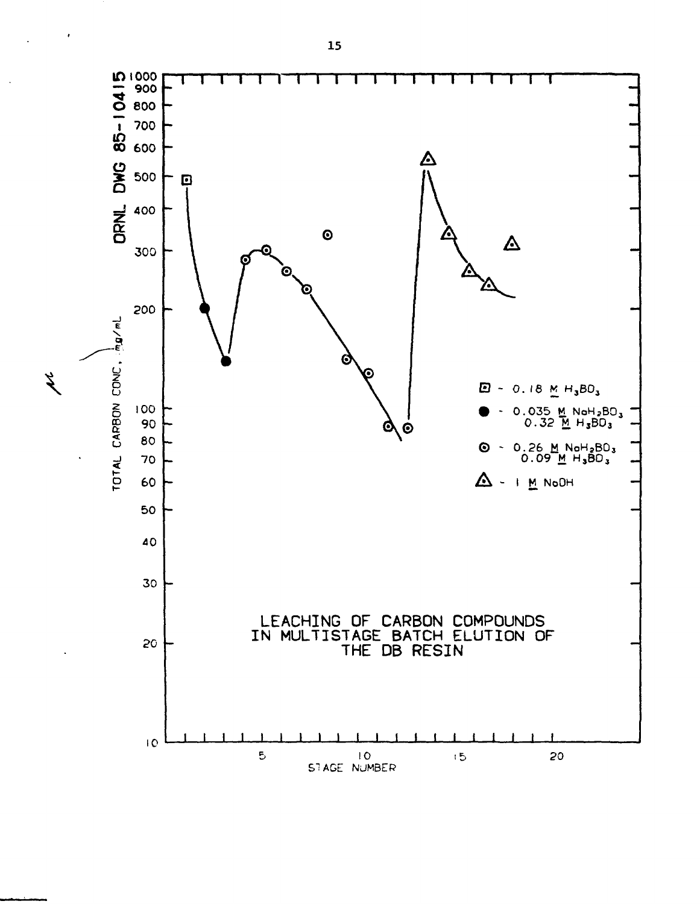ORNL DWG 85-10415

TOTAL CARBON CONC, mg/mL

1000
900
800
700
600
500
400
300
200
100
90
80
70
60
50
40
30
20
10

5
10
15
20

STAGE NUMBER

⊡ - 0.18 $\underline{M}$ $H_3BO_3$

● - 0.035 $\underline{M}$ $NaH_2BO_3$
0.32 $\underline{M}$ $H_3BO_3$

⊙ - 0.26 $\underline{M}$ $NaH_2BO_3$
0.09 $\underline{M}$ $H_3BO_3$

△ - 1 $\underline{M}$ NaOH

LEACHING OF CARBON COMPOUNDS
IN MULTISTAGE BATCH ELUTION OF
THE DB RESIN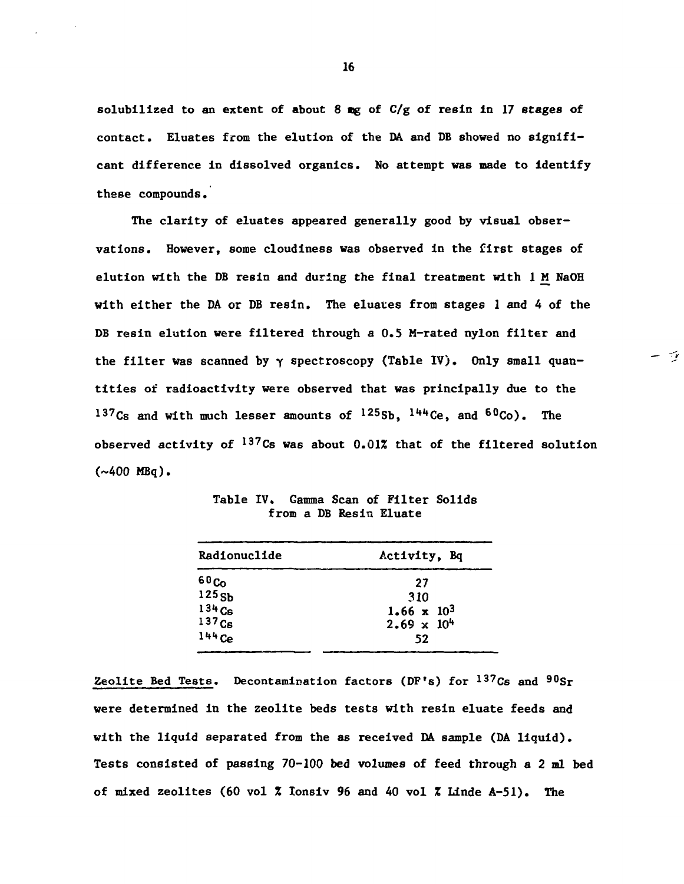solubilized to an extent of about 8 mg of C/g of resin in 17 stages of contact. Eluates from the elution of the DA and DB showed no significant difference in dissolved organics. No attempt was made to identify these compounds.

The clarity of eluates appeared generally good by visual observations. However, some cloudiness was observed in the first stages of elution with the DB resin and during the final treatment with 1 M NaOH with either the DA or DB resin. The eluates from stages 1 and 4 of the DB resin elution were filtered through a 0.5 M-rated nylon filter and the filter was scanned by $\gamma$ spectroscopy (Table IV). Only small quantities of radioactivity were observed that was principally due to the $^{137}Cs$ and with much lesser amounts of $^{125}Sb$, $^{144}Ce$, and $^{60}Co$). The observed activity of $^{137}Cs$ was about 0.01% that of the filtered solution (~400 MBq).

Table IV. Gamma Scan of Filter Solids from a DB Resin Eluate

| Radionuclide | Activity, Bq |
|---|---|
| $^{60}Co$ | 27 |
| $^{125}Sb$ | 310 |
| $^{134}Cs$ | $1.66 \times 10^3$ |
| $^{137}Cs$ | $2.69 \times 10^4$ |
| $^{144}Ce$ | 52 |

Zeolite Bed Tests. Decontamination factors (DF's) for $^{137}Cs$ and $^{90}Sr$ were determined in the zeolite beds tests with resin eluate feeds and with the liquid separated from the as received DA sample (DA liquid). Tests consisted of passing 70-100 bed volumes of feed through a 2 ml bed of mixed zeolites (60 vol % Ionsiv 96 and 40 vol % Linde A-51). The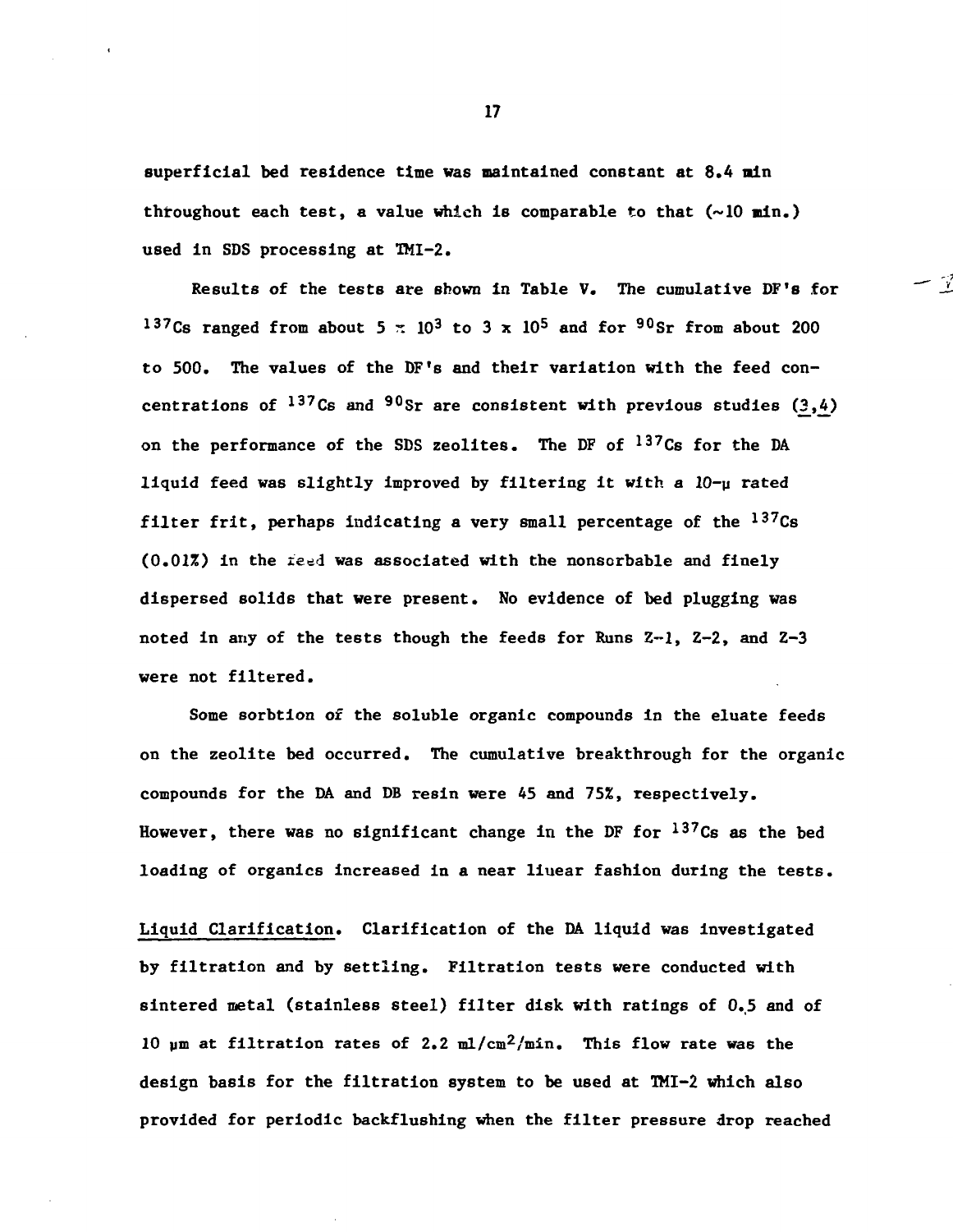superficial bed residence time was maintained constant at 8.4 min throughout each test, a value which is comparable to that (~10 min.) used in SDS processing at TMI-2.

Results of the tests are shown in Table V. The cumulative DF's for $^{137}$Cs ranged from about $5 \times 10^3$ to $3 \times 10^5$ and for $^{90}$Sr from about 200 to 500. The values of the DF's and their variation with the feed concentrations of $^{137}$Cs and $^{90}$Sr are consistent with previous studies (3,4) on the performance of the SDS zeolites. The DF of $^{137}$Cs for the DA liquid feed was slightly improved by filtering it with a 10-μ rated filter frit, perhaps indicating a very small percentage of the $^{137}$Cs (0.01%) in the feed was associated with the nonsorbable and finely dispersed solids that were present. No evidence of bed plugging was noted in any of the tests though the feeds for Runs Z-1, Z-2, and Z-3 were not filtered.

Some sorbtion of the soluble organic compounds in the eluate feeds on the zeolite bed occurred. The cumulative breakthrough for the organic compounds for the DA and DB resin were 45 and 75%, respectively. However, there was no significant change in the DF for $^{137}$Cs as the bed loading of organics increased in a near liuear fashion during the tests.

Liquid Clarification. Clarification of the DA liquid was investigated by filtration and by settling. Filtration tests were conducted with sintered metal (stainless steel) filter disk with ratings of 0.5 and of 10 μm at filtration rates of 2.2 ml/cm$^2$/min. This flow rate was the design basis for the filtration system to be used at TMI-2 which also provided for periodic backflushing when the filter pressure drop reached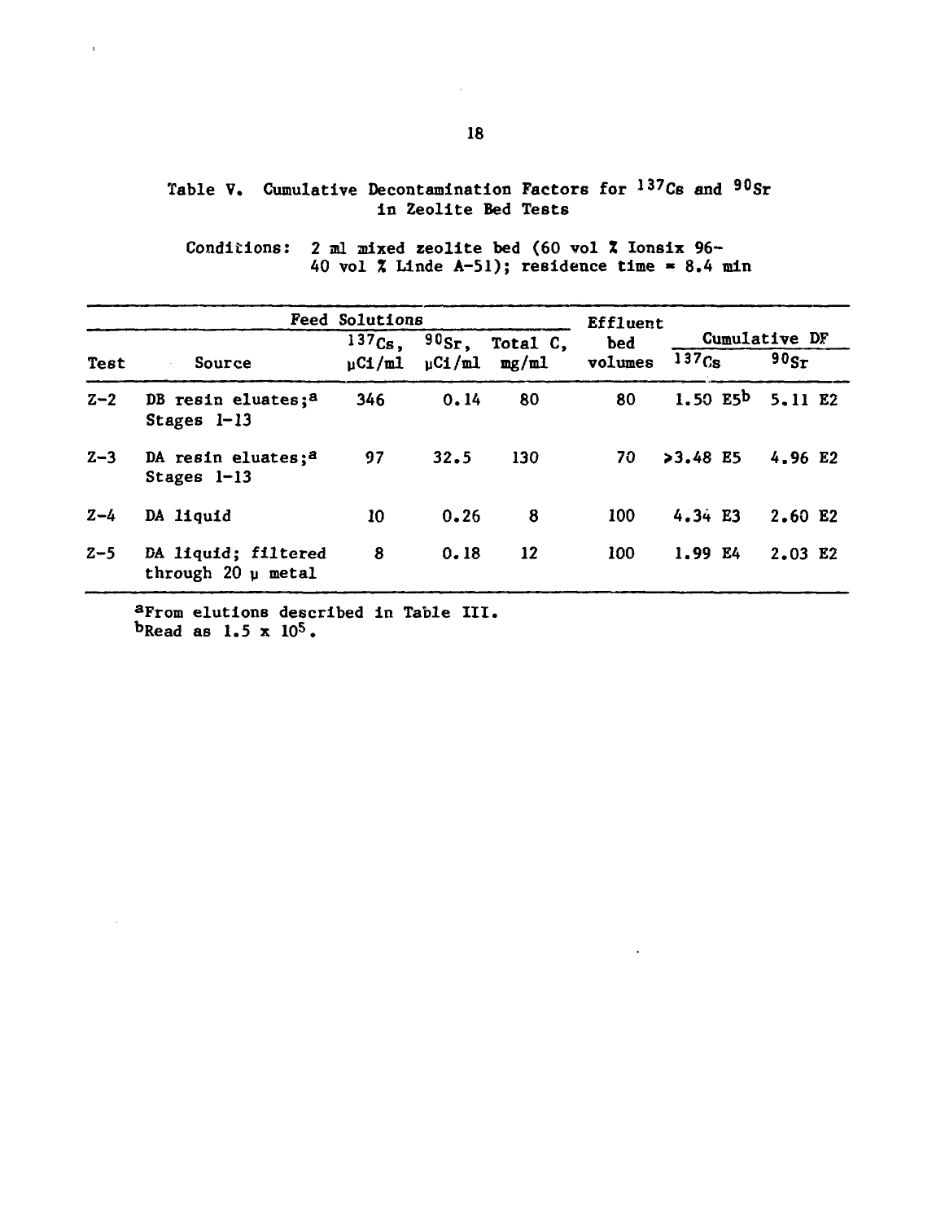Table V. Cumulative Decontamination Factors for $^{137}Cs$ and $^{90}Sr$ in Zeolite Bed Tests

Conditions: 2 ml mixed zeolite bed (60 vol % Ionsix 96-40 vol % Linde A-51); residence time = 8.4 min

| | Feed Solutions | | | | Effluent | Cumulative DF | |
|---|---|---|---|---|---|---|---|
| Test | Source | $^{137}Cs$, μCi/ml | $^{90}Sr$, μCi/ml | Total C, mg/ml | bed volumes | $^{137}Cs$ | $^{90}Sr$ |
| Z-2 | DB resin eluates;[a] Stages 1-13 | 346 | 0.14 | 80 | 80 | 1.50 E5[b] | 5.11 E2 |
| Z-3 | DA resin eluates;[a] Stages 1-13 | 97 | 32.5 | 130 | 70 | >3.48 E5 | 4.96 E2 |
| Z-4 | DA liquid | 10 | 0.26 | 8 | 100 | 4.34 E3 | 2.60 E2 |
| Z-5 | DA liquid; filtered through 20 μ metal | 8 | 0.18 | 12 | 100 | 1.99 E4 | 2.03 E2 |

[a]From elutions described in Table III.
[b]Read as $1.5 \times 10^5$.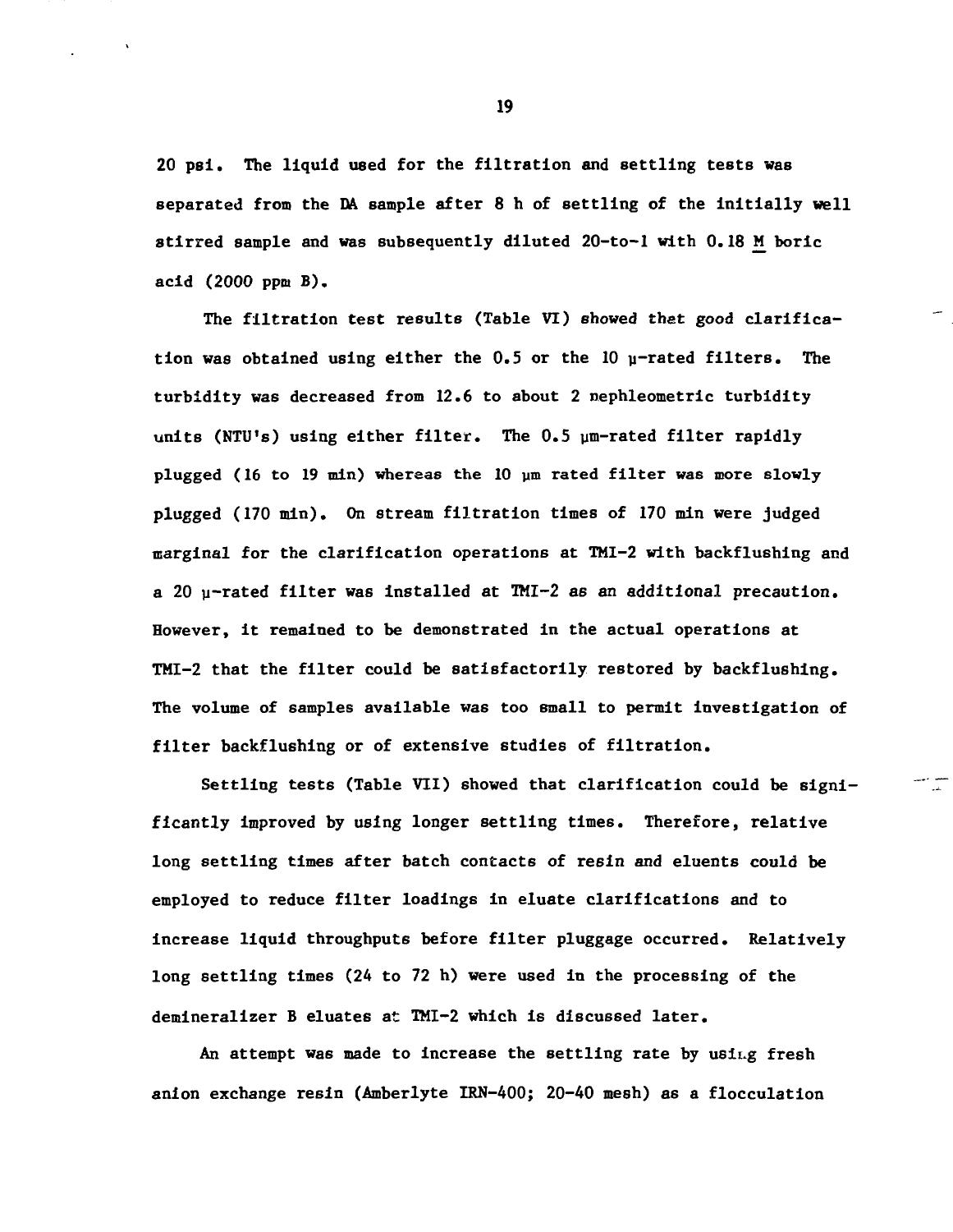20 psi. The liquid used for the filtration and settling tests was separated from the DA sample after 8 h of settling of the initially well stirred sample and was subsequently diluted 20-to-1 with 0.18 M boric acid (2000 ppm B).

The filtration test results (Table VI) showed that good clarification was obtained using either the 0.5 or the 10 μ-rated filters. The turbidity was decreased from 12.6 to about 2 nephleometric turbidity units (NTU's) using either filter. The 0.5 μm-rated filter rapidly plugged (16 to 19 min) whereas the 10 μm rated filter was more slowly plugged (170 min). On stream filtration times of 170 min were judged marginal for the clarification operations at TMI-2 with backflushing and a 20 μ-rated filter was installed at TMI-2 as an additional precaution. However, it remained to be demonstrated in the actual operations at TMI-2 that the filter could be satisfactorily restored by backflushing. The volume of samples available was too small to permit investigation of filter backflushing or of extensive studies of filtration.

Settling tests (Table VII) showed that clarification could be significantly improved by using longer settling times. Therefore, relative long settling times after batch contacts of resin and eluents could be employed to reduce filter loadings in eluate clarifications and to increase liquid throughputs before filter pluggage occurred. Relatively long settling times (24 to 72 h) were used in the processing of the demineralizer B eluates at TMI-2 which is discussed later.

An attempt was made to increase the settling rate by using fresh anion exchange resin (Amberlyte IRN-400; 20-40 mesh) as a flocculation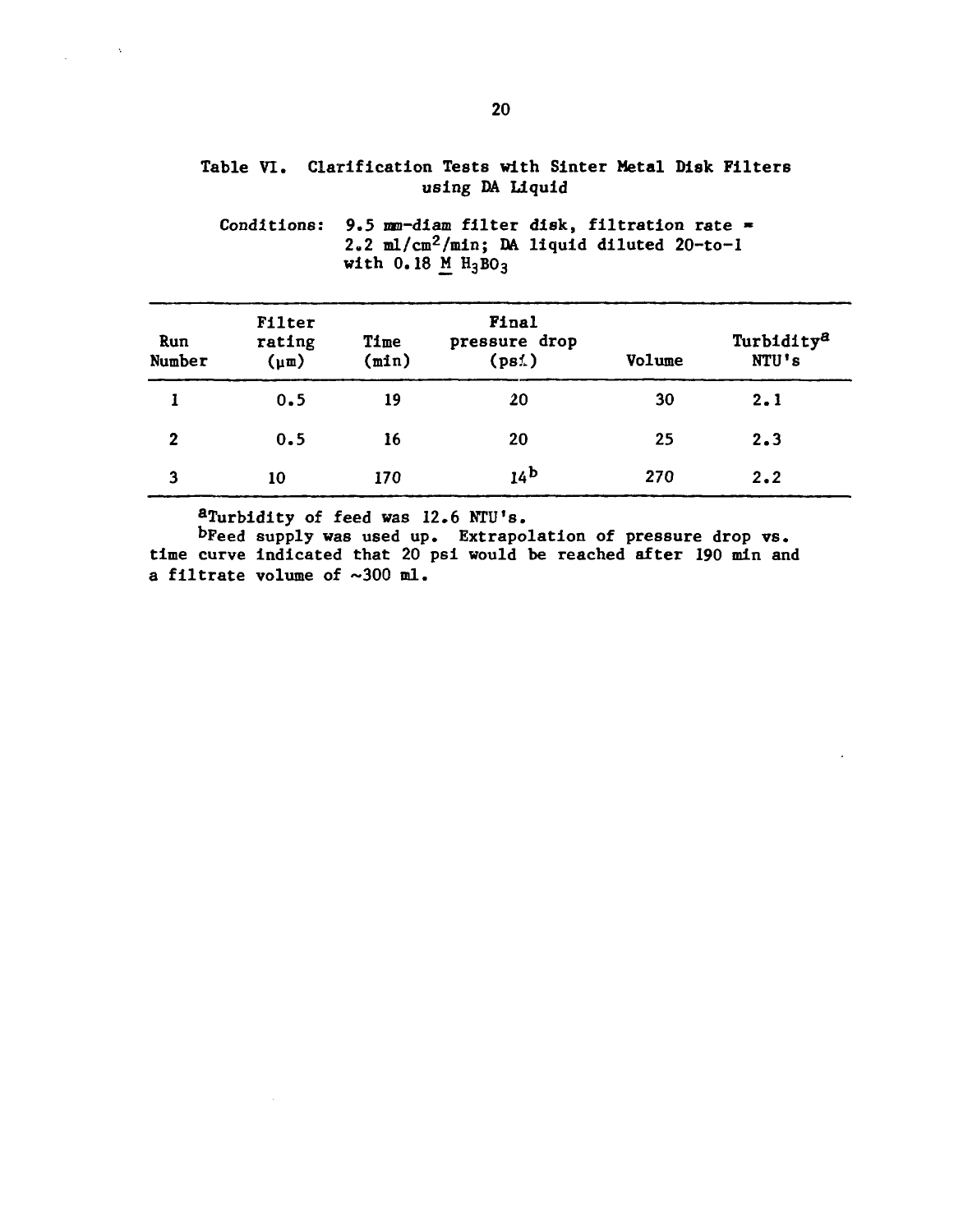Table VI. Clarification Tests with Sinter Metal Disk Filters using DA Liquid

Conditions: 9.5 mm-diam filter disk, filtration rate = 2.2 $ml/cm^2/min$; DA liquid diluted 20-to-1 with 0.18 M $H_3BO_3$

| Run Number | Filter rating (μm) | Time (min) | Final pressure drop (psi) | Volume | Turbidity[a] NTU's |
|---|---|---|---|---|---|
| 1 | 0.5 | 19 | 20 | 30 | 2.1 |
| 2 | 0.5 | 16 | 20 | 25 | 2.3 |
| 3 | 10 | 170 | 14[b] | 270 | 2.2 |

[a]Turbidity of feed was 12.6 NTU's.

[b]Feed supply was used up. Extrapolation of pressure drop vs. time curve indicated that 20 psi would be reached after 190 min and a filtrate volume of ~300 ml.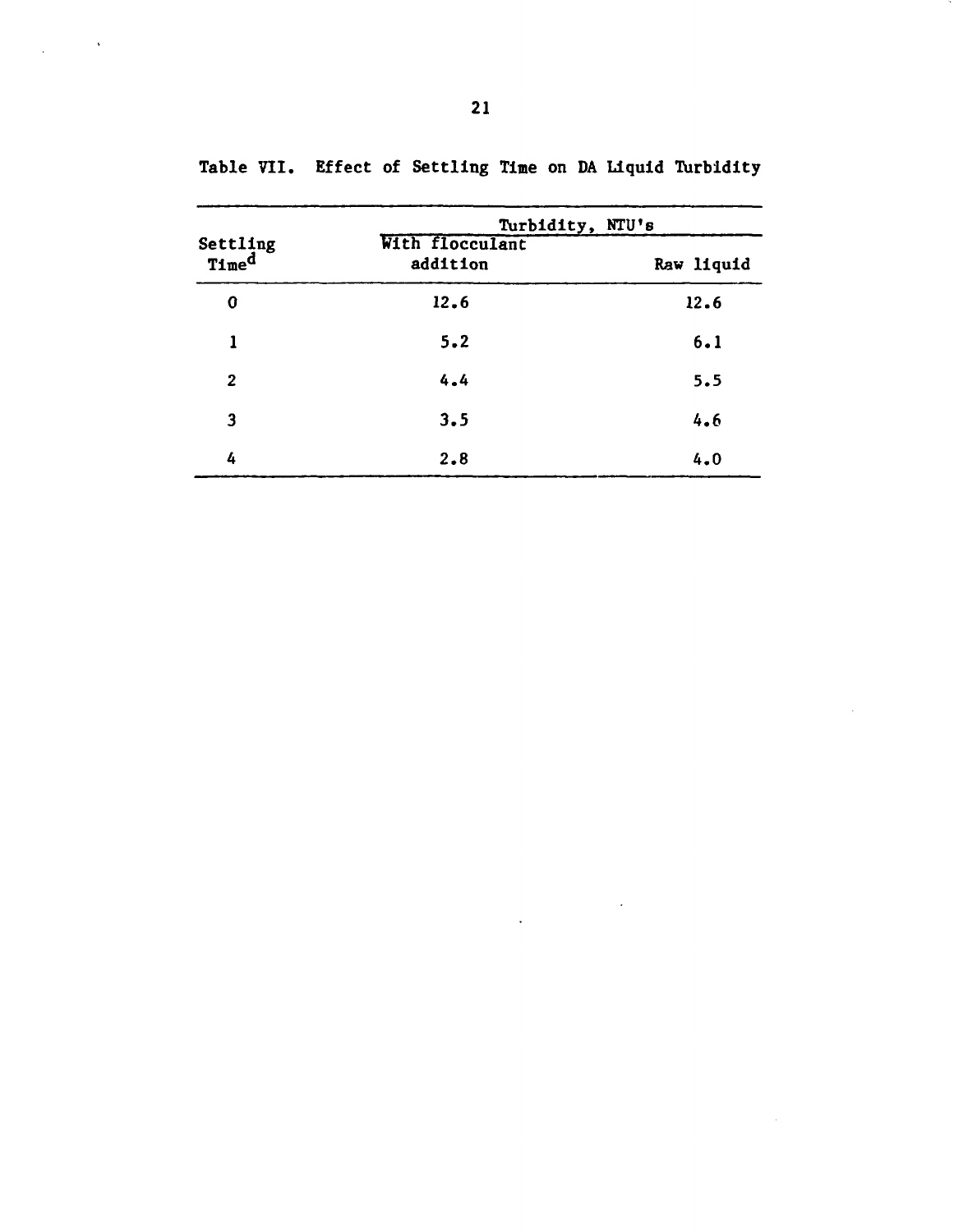Table VII. Effect of Settling Time on DA Liquid Turbidity

| Settling Time[d] | Turbidity, NTU's | |
|---|---|---|
| | With flocculant addition | Raw liquid |
| 0 | 12.6 | 12.6 |
| 1 | 5.2 | 6.1 |
| 2 | 4.4 | 5.5 |
| 3 | 3.5 | 4.6 |
| 4 | 2.8 | 4.0 |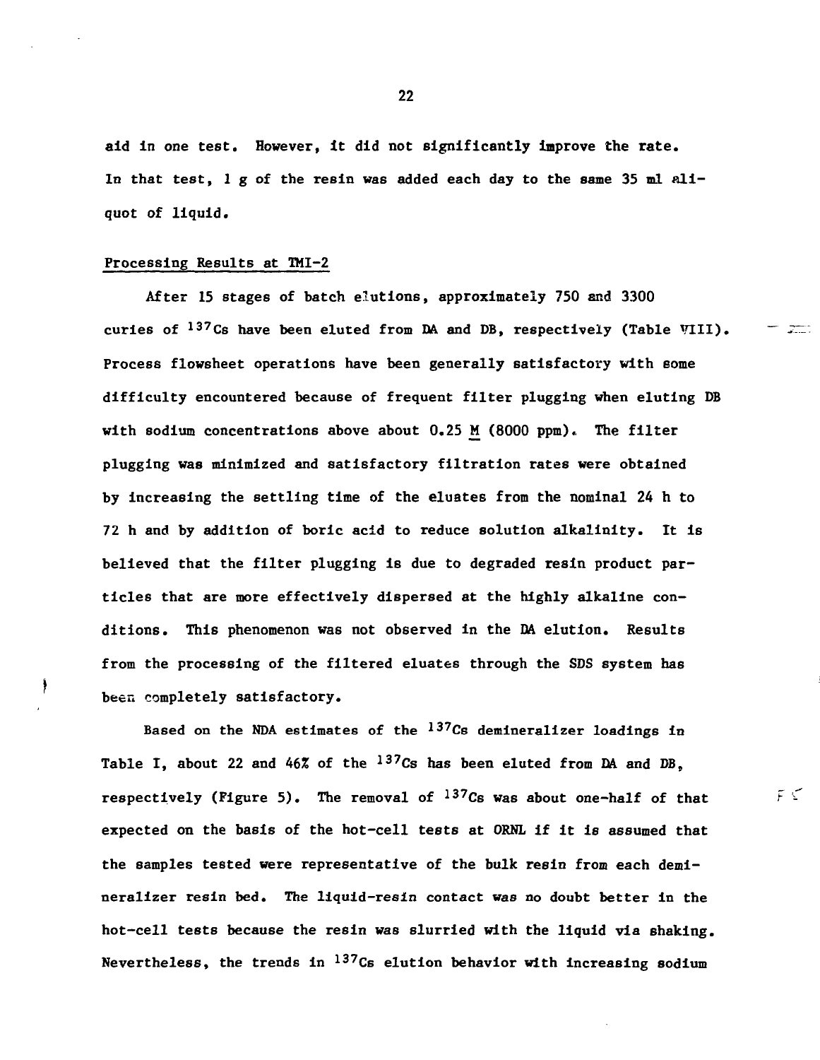aid in one test. However, it did not significantly improve the rate. In that test, 1 g of the resin was added each day to the same 35 ml aliquot of liquid.

Processing Results at TMI-2

After 15 stages of batch elutions, approximately 750 and 3300 curies of $^{137}Cs$ have been eluted from DA and DB, respectively (Table VIII). Process flowsheet operations have been generally satisfactory with some difficulty encountered because of frequent filter plugging when eluting DB with sodium concentrations above about 0.25 M (8000 ppm). The filter plugging was minimized and satisfactory filtration rates were obtained by increasing the settling time of the eluates from the nominal 24 h to 72 h and by addition of boric acid to reduce solution alkalinity. It is believed that the filter plugging is due to degraded resin product particles that are more effectively dispersed at the highly alkaline conditions. This phenomenon was not observed in the DA elution. Results from the processing of the filtered eluates through the SDS system has been completely satisfactory.

Based on the NDA estimates of the $^{137}Cs$ demineralizer loadings in Table I, about 22 and 46% of the $^{137}Cs$ has been eluted from DA and DB, respectively (Figure 5). The removal of $^{137}Cs$ was about one-half of that expected on the basis of the hot-cell tests at ORNL if it is assumed that the samples tested were representative of the bulk resin from each demineralizer resin bed. The liquid-resin contact was no doubt better in the hot-cell tests because the resin was slurried with the liquid via shaking. Nevertheless, the trends in $^{137}Cs$ elution behavior with increasing sodium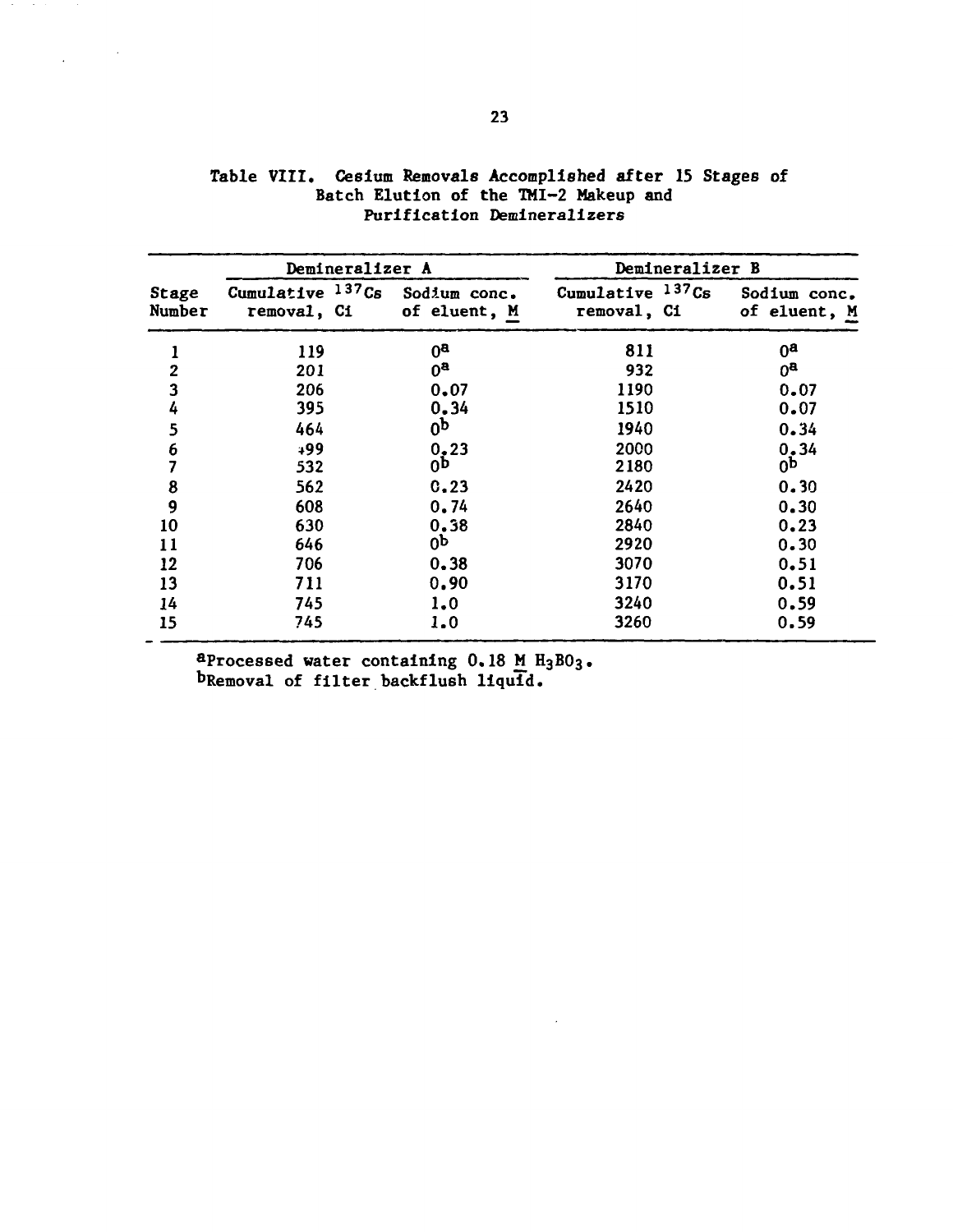Table VIII. Cesium Removals Accomplished after 15 Stages of Batch Elution of the TMI-2 Makeup and Purification Demineralizers

| Stage Number | Demineralizer A | | Demineralizer B | |
|---|---|---|---|---|
| | Cumulative $^{137}Cs$ removal, Ci | Sodium conc. of eluent, M | Cumulative $^{137}Cs$ removal, Ci | Sodium conc. of eluent, M |
| 1 | 119 | 0[a] | 811 | 0[a] |
| 2 | 201 | 0[a] | 932 | 0[a] |
| 3 | 206 | 0.07 | 1190 | 0.07 |
| 4 | 395 | 0.34 | 1510 | 0.07 |
| 5 | 464 | 0[b] | 1940 | 0.34 |
| 6 | 499 | 0.23 | 2000 | 0.34 |
| 7 | 532 | 0[b] | 2180 | 0[b] |
| 8 | 562 | 0.23 | 2420 | 0.30 |
| 9 | 608 | 0.74 | 2640 | 0.30 |
| 10 | 630 | 0.38 | 2840 | 0.23 |
| 11 | 646 | 0[b] | 2920 | 0.30 |
| 12 | 706 | 0.38 | 3070 | 0.51 |
| 13 | 711 | 0.90 | 3170 | 0.51 |
| 14 | 745 | 1.0 | 3240 | 0.59 |
| 15 | 745 | 1.0 | 3260 | 0.59 |

[a]Processed water containing 0.18 M $H_3BO_3$.
[b]Removal of filter backflush liquid.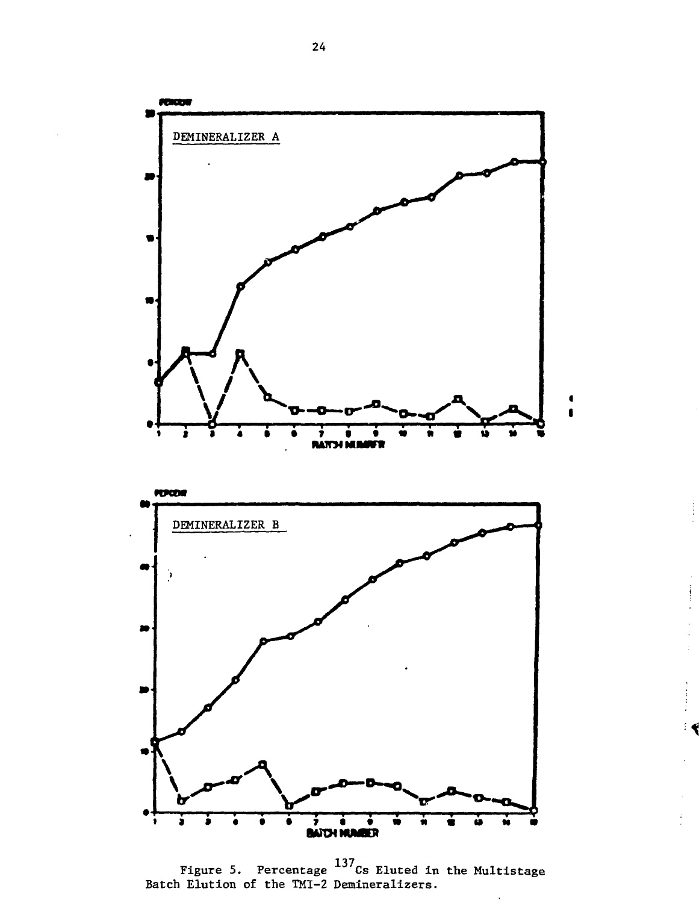PERCENT

DEMINERALIZER A

BATCH NUMBER

PERCENT

DEMINERALIZER B

BATCH NUMBER

Figure 5. Percentage $^{137}Cs$ Eluted in the Multistage Batch Elution of the TMI-2 Demineralizers.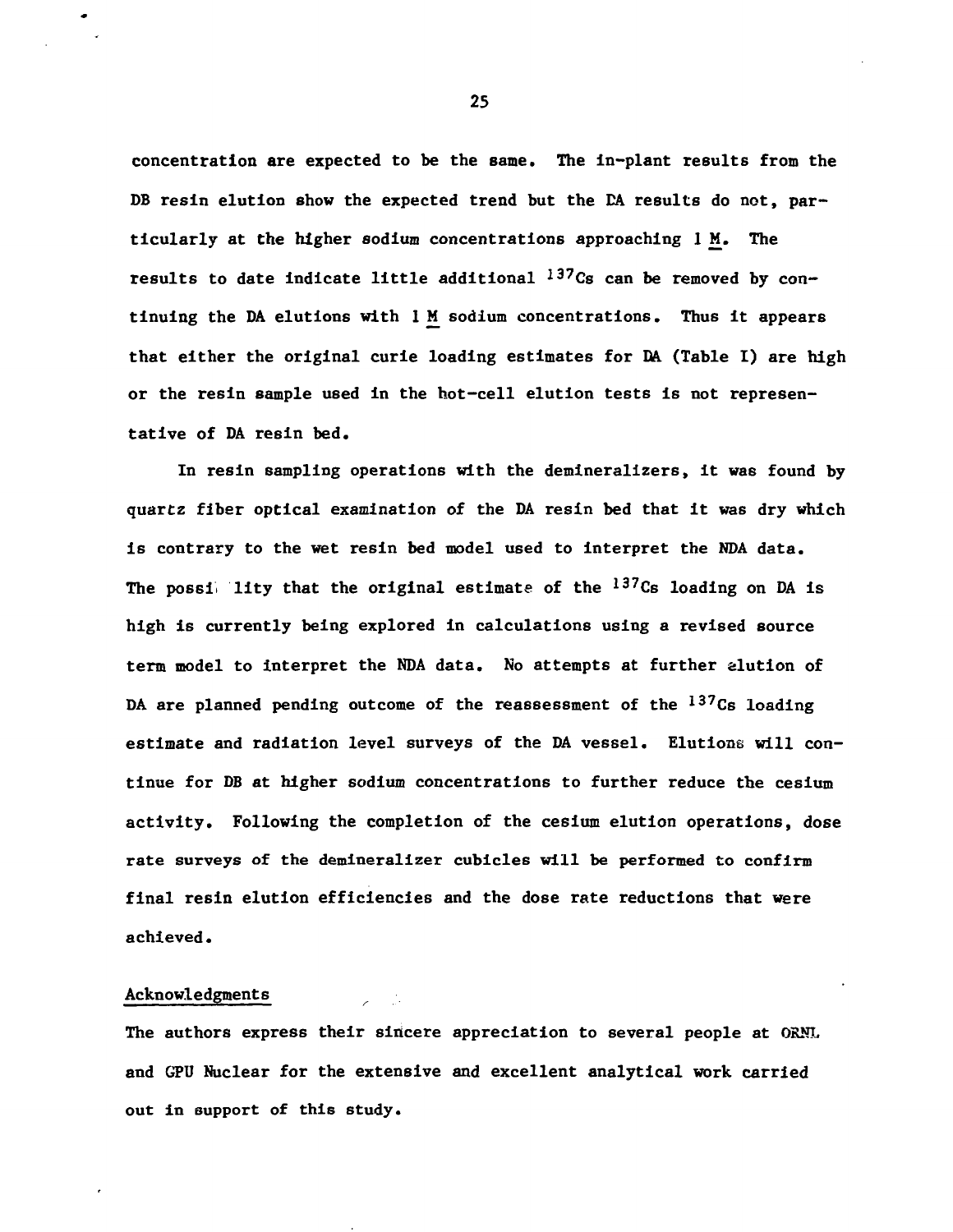concentration are expected to be the same. The in-plant results from the DB resin elution show the expected trend but the DA results do not, particularly at the higher sodium concentrations approaching 1 M. The results to date indicate little additional $^{137}Cs$ can be removed by continuing the DA elutions with 1 M sodium concentrations. Thus it appears that either the original curie loading estimates for DA (Table I) are high or the resin sample used in the hot-cell elution tests is not representative of DA resin bed.

In resin sampling operations with the demineralizers, it was found by quartz fiber optical examination of the DA resin bed that it was dry which is contrary to the wet resin bed model used to interpret the NDA data. The possibility that the original estimate of the $^{137}Cs$ loading on DA is high is currently being explored in calculations using a revised source term model to interpret the NDA data. No attempts at further elution of DA are planned pending outcome of the reassessment of the $^{137}Cs$ loading estimate and radiation level surveys of the DA vessel. Elutions will continue for DB at higher sodium concentrations to further reduce the cesium activity. Following the completion of the cesium elution operations, dose rate surveys of the demineralizer cubicles will be performed to confirm final resin elution efficiencies and the dose rate reductions that were achieved.

## Acknowledgments

The authors express their sincere appreciation to several people at ORNL and GPU Nuclear for the extensive and excellent analytical work carried out in support of this study.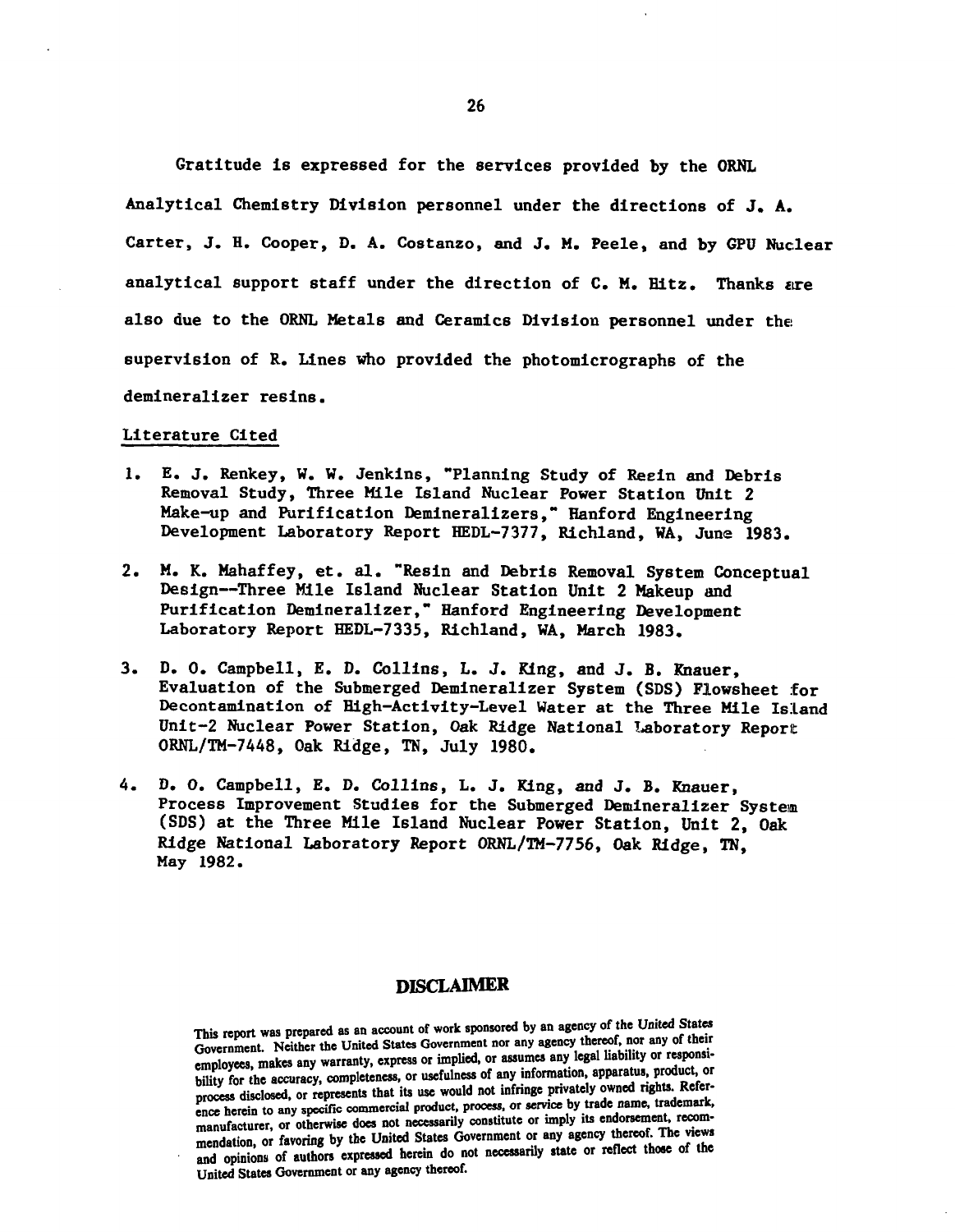Gratitude is expressed for the services provided by the ORNL Analytical Chemistry Division personnel under the directions of J. A. Carter, J. H. Cooper, D. A. Costanzo, and J. M. Peele, and by GPU Nuclear analytical support staff under the direction of C. M. Hitz. Thanks are also due to the ORNL Metals and Ceramics Division personnel under the supervision of R. Lines who provided the photomicrographs of the demineralizer resins.

## Literature Cited

1. E. J. Renkey, W. W. Jenkins, "Planning Study of Resin and Debris Removal Study, Three Mile Island Nuclear Power Station Unit 2 Make-up and Purification Demineralizers," Hanford Engineering Development Laboratory Report HEDL-7377, Richland, WA, June 1983.

2. M. K. Mahaffey, et. al. "Resin and Debris Removal System Conceptual Design--Three Mile Island Nuclear Station Unit 2 Makeup and Purification Demineralizer," Hanford Engineering Development Laboratory Report HEDL-7335, Richland, WA, March 1983.

3. D. O. Campbell, E. D. Collins, L. J. King, and J. B. Knauer, Evaluation of the Submerged Demineralizer System (SDS) Flowsheet for Decontamination of High-Activity-Level Water at the Three Mile Island Unit-2 Nuclear Power Station, Oak Ridge National Laboratory Report ORNL/TM-7448, Oak Ridge, TN, July 1980.

4. D. O. Campbell, E. D. Collins, L. J. King, and J. B. Knauer, Process Improvement Studies for the Submerged Demineralizer System (SDS) at the Three Mile Island Nuclear Power Station, Unit 2, Oak Ridge National Laboratory Report ORNL/TM-7756, Oak Ridge, TN, May 1982.

## DISCLAIMER

This report was prepared as an account of work sponsored by an agency of the United States Government. Neither the United States Government nor any agency thereof, nor any of their employees, makes any warranty, express or implied, or assumes any legal liability or responsibility for the accuracy, completeness, or usefulness of any information, apparatus, product, or process disclosed, or represents that its use would not infringe privately owned rights. Reference herein to any specific commercial product, process, or service by trade name, trademark, manufacturer, or otherwise does not necessarily constitute or imply its endorsement, recommendation, or favoring by the United States Government or any agency thereof. The views and opinions of authors expressed herein do not necessarily state or reflect those of the United States Government or any agency thereof.